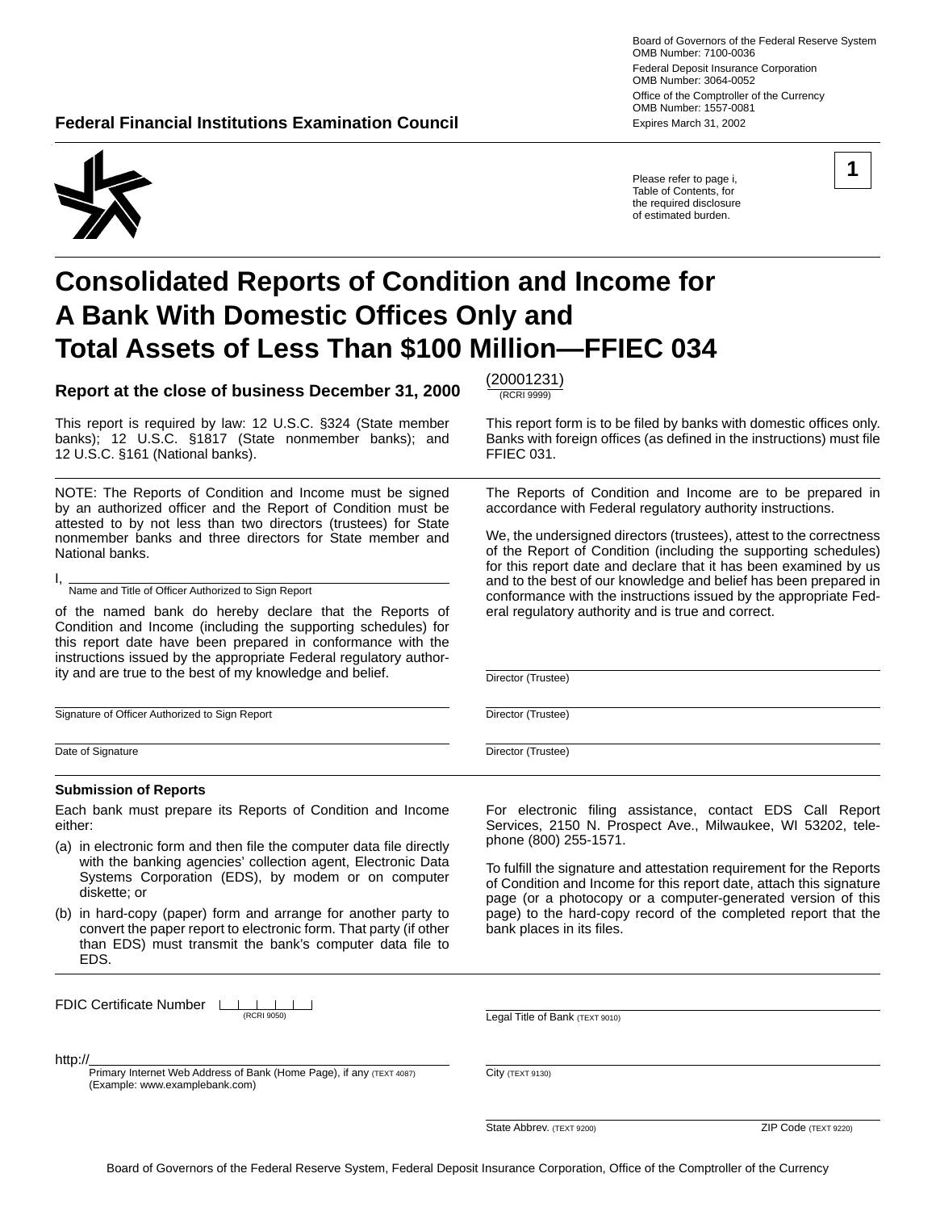Board of Governors of the Federal Reserve System
OMB Number: 7100-0036

Federal Deposit Insurance Corporation
OMB Number: 3064-0052

Office of the Comptroller of the Currency
OMB Number: 1557-0081

Expires March 31, 2002

**Federal Financial Institutions Examination Council**

Please refer to page i, Table of Contents, for the required disclosure of estimated burden.

**1**

# Consolidated Reports of Condition and Income for A Bank With Domestic Offices Only and Total Assets of Less Than $100 Million—FFIEC 034

**Report at the close of business December 31, 2000** (20001231) (RCRI 9999)

This report is required by law: 12 U.S.C. §324 (State member banks); 12 U.S.C. §1817 (State nonmember banks); and 12 U.S.C. §161 (National banks).

This report form is to be filed by banks with domestic offices only. Banks with foreign offices (as defined in the instructions) must file FFIEC 031.

NOTE: The Reports of Condition and Income must be signed by an authorized officer and the Report of Condition must be attested to by not less than two directors (trustees) for State nonmember banks and three directors for State member and National banks.

I, ______________________________
Name and Title of Officer Authorized to Sign Report

of the named bank do hereby declare that the Reports of Condition and Income (including the supporting schedules) for this report date have been prepared in conformance with the instructions issued by the appropriate Federal regulatory authority and are true to the best of my knowledge and belief.

______________________________
Signature of Officer Authorized to Sign Report

______________________________
Date of Signature

The Reports of Condition and Income are to be prepared in accordance with Federal regulatory authority instructions.

We, the undersigned directors (trustees), attest to the correctness of the Report of Condition (including the supporting schedules) for this report date and declare that it has been examined by us and to the best of our knowledge and belief has been prepared in conformance with the instructions issued by the appropriate Federal regulatory authority and is true and correct.

______________________________
Director (Trustee)

______________________________
Director (Trustee)

______________________________
Director (Trustee)

### Submission of Reports

Each bank must prepare its Reports of Condition and Income either:

(a) in electronic form and then file the computer data file directly with the banking agencies' collection agent, Electronic Data Systems Corporation (EDS), by modem or on computer diskette; or

(b) in hard-copy (paper) form and arrange for another party to convert the paper report to electronic form. That party (if other than EDS) must transmit the bank's computer data file to EDS.

For electronic filing assistance, contact EDS Call Report Services, 2150 N. Prospect Ave., Milwaukee, WI 53202, telephone (800) 255-1571.

To fulfill the signature and attestation requirement for the Reports of Condition and Income for this report date, attach this signature page (or a photocopy or a computer-generated version of this page) to the hard-copy record of the completed report that the bank places in its files.

FDIC Certificate Number |__|__|__|__|__| (RCRI 9050)

http://______________________________
Primary Internet Web Address of Bank (Home Page), if any (TEXT 4087)
(Example: www.examplebank.com)

______________________________
Legal Title of Bank (TEXT 9010)

______________________________
City (TEXT 9130)

______________________________
State Abbrev. (TEXT 9200) ZIP Code (TEXT 9220)

Board of Governors of the Federal Reserve System, Federal Deposit Insurance Corporation, Office of the Comptroller of the Currency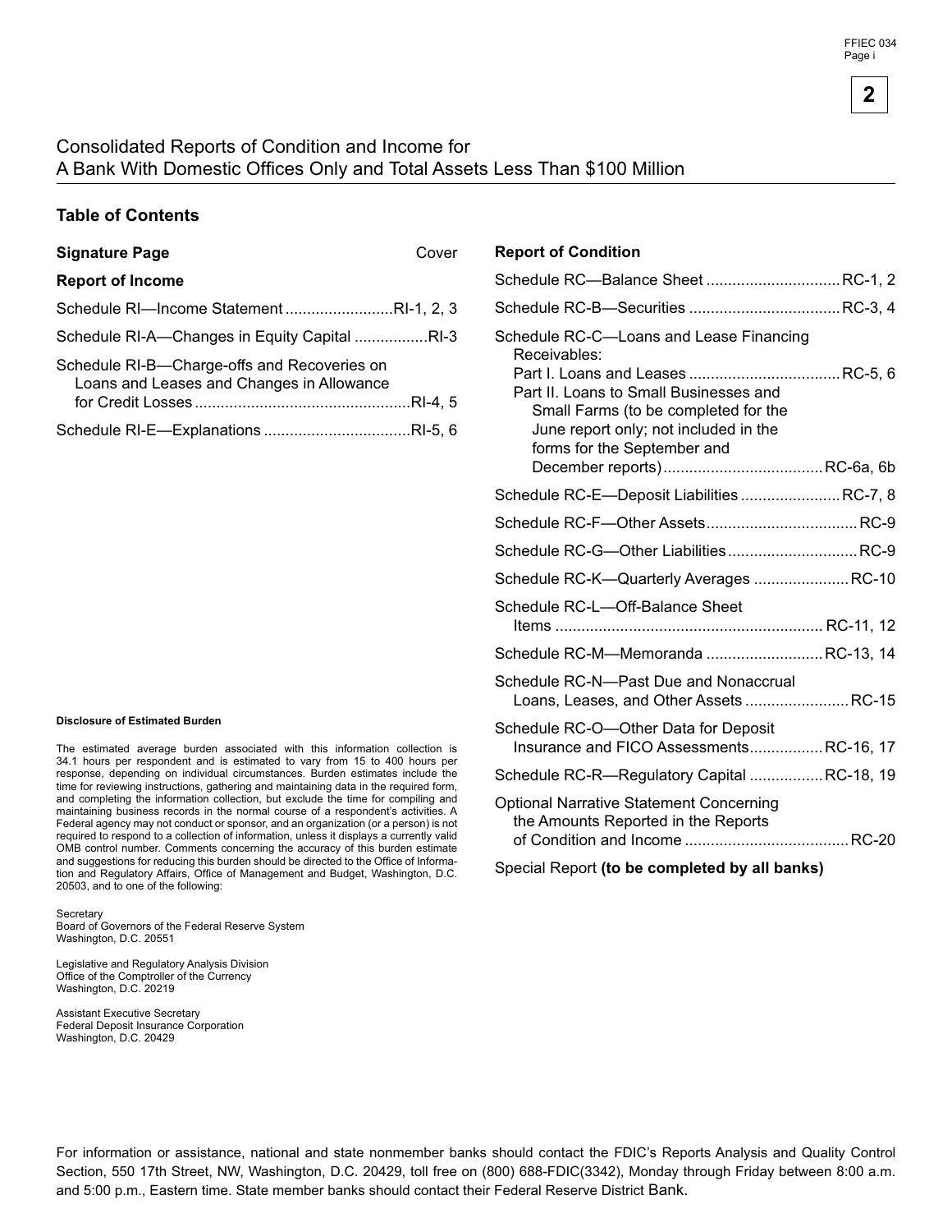# Consolidated Reports of Condition and Income for A Bank With Domestic Offices Only and Total Assets Less Than $100 Million

## Table of Contents

**Signature Page** ........ Cover

**Report of Income**

- Schedule RI—Income Statement ........ RI-1, 2, 3
- Schedule RI-A—Changes in Equity Capital ........ RI-3
- Schedule RI-B—Charge-offs and Recoveries on Loans and Leases and Changes in Allowance for Credit Losses ........ RI-4, 5
- Schedule RI-E—Explanations ........ RI-5, 6

**Report of Condition**

- Schedule RC—Balance Sheet ........ RC-1, 2
- Schedule RC-B—Securities ........ RC-3, 4
- Schedule RC-C—Loans and Lease Financing Receivables:
  - Part I. Loans and Leases ........ RC-5, 6
  - Part II. Loans to Small Businesses and Small Farms (to be completed for the June report only; not included in the forms for the September and December reports) ........ RC-6a, 6b
- Schedule RC-E—Deposit Liabilities ........ RC-7, 8
- Schedule RC-F—Other Assets ........ RC-9
- Schedule RC-G—Other Liabilities ........ RC-9
- Schedule RC-K—Quarterly Averages ........ RC-10
- Schedule RC-L—Off-Balance Sheet Items ........ RC-11, 12
- Schedule RC-M—Memoranda ........ RC-13, 14
- Schedule RC-N—Past Due and Nonaccrual Loans, Leases, and Other Assets ........ RC-15
- Schedule RC-O—Other Data for Deposit Insurance and FICO Assessments ........ RC-16, 17
- Schedule RC-R—Regulatory Capital ........ RC-18, 19
- Optional Narrative Statement Concerning the Amounts Reported in the Reports of Condition and Income ........ RC-20
- Special Report **(to be completed by all banks)**

#### Disclosure of Estimated Burden

The estimated average burden associated with this information collection is 34.1 hours per respondent and is estimated to vary from 15 to 400 hours per response, depending on individual circumstances. Burden estimates include the time for reviewing instructions, gathering and maintaining data in the required form, and completing the information collection, but exclude the time for compiling and maintaining business records in the normal course of a respondent's activities. A Federal agency may not conduct or sponsor, and an organization (or a person) is not required to respond to a collection of information, unless it displays a currently valid OMB control number. Comments concerning the accuracy of this burden estimate and suggestions for reducing this burden should be directed to the Office of Information and Regulatory Affairs, Office of Management and Budget, Washington, D.C. 20503, and to one of the following:

Secretary
Board of Governors of the Federal Reserve System
Washington, D.C. 20551

Legislative and Regulatory Analysis Division
Office of the Comptroller of the Currency
Washington, D.C. 20219

Assistant Executive Secretary
Federal Deposit Insurance Corporation
Washington, D.C. 20429

For information or assistance, national and state nonmember banks should contact the FDIC's Reports Analysis and Quality Control Section, 550 17th Street, NW, Washington, D.C. 20429, toll free on (800) 688-FDIC(3342), Monday through Friday between 8:00 a.m. and 5:00 p.m., Eastern time. State member banks should contact their Federal Reserve District Bank.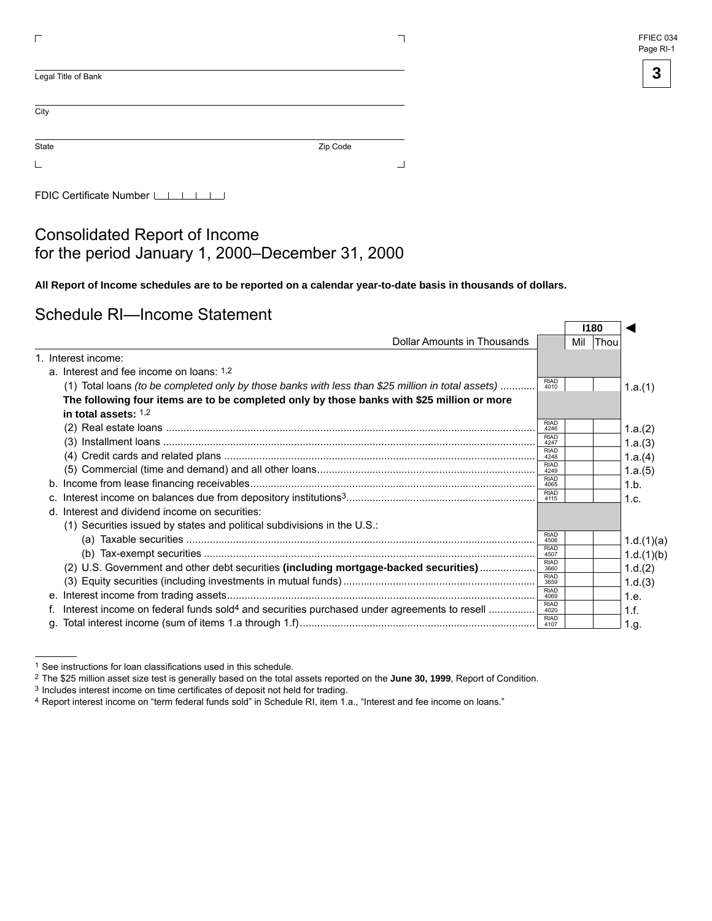FFIEC 034
Page RI-1

Legal Title of Bank

City

State Zip Code

FDIC Certificate Number

# Consolidated Report of Income for the period January 1, 2000–December 31, 2000

**All Report of Income schedules are to be reported on a calendar year-to-date basis in thousands of dollars.**

## Schedule RI—Income Statement

| Dollar Amounts in Thousands | | I180 Mil | Thou | |
|---|---|---|---|---|
| 1. Interest income: | | | | |
| a. Interest and fee income on loans: [1,2] | | | | |
| (1) Total loans *(to be completed only by those banks with less than $25 million in total assets)* | RIAD 4010 | | | 1.a.(1) |
| **The following four items are to be completed only by those banks with $25 million or more in total assets:** [1,2] | | | | |
| (2) Real estate loans | RIAD 4246 | | | 1.a.(2) |
| (3) Installment loans | RIAD 4247 | | | 1.a.(3) |
| (4) Credit cards and related plans | RIAD 4248 | | | 1.a.(4) |
| (5) Commercial (time and demand) and all other loans | RIAD 4249 | | | 1.a.(5) |
| b. Income from lease financing receivables | RIAD 4065 | | | 1.b. |
| c. Interest income on balances due from depository institutions[3] | RIAD 4115 | | | 1.c. |
| d. Interest and dividend income on securities: | | | | |
| (1) Securities issued by states and political subdivisions in the U.S.: | | | | |
| (a) Taxable securities | RIAD 4506 | | | 1.d.(1)(a) |
| (b) Tax-exempt securities | RIAD 4507 | | | 1.d.(1)(b) |
| (2) U.S. Government and other debt securities **(including mortgage-backed securities)** | RIAD 3660 | | | 1.d.(2) |
| (3) Equity securities (including investments in mutual funds) | RIAD 3659 | | | 1.d.(3) |
| e. Interest income from trading assets | RIAD 4069 | | | 1.e. |
| f. Interest income on federal funds sold[4] and securities purchased under agreements to resell | RIAD 4020 | | | 1.f. |
| g. Total interest income (sum of items 1.a through 1.f) | RIAD 4107 | | | 1.g. |

[1] See instructions for loan classifications used in this schedule.

[2] The $25 million asset size test is generally based on the total assets reported on the **June 30, 1999**, Report of Condition.

[3] Includes interest income on time certificates of deposit not held for trading.

[4] Report interest income on "term federal funds sold" in Schedule RI, item 1.a., "Interest and fee income on loans."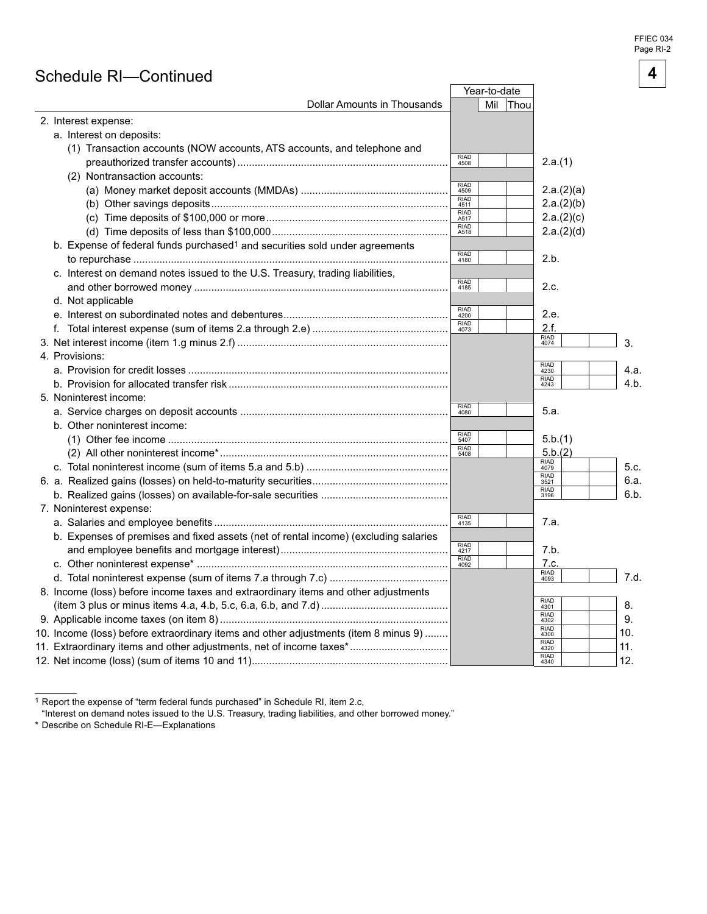## Schedule RI—Continued

| Dollar Amounts in Thousands | Year-to-date | | | |
|---|---|---|---|---|
| 2. Interest expense: | | | | |
| a. Interest on deposits: | | | | |
| (1) Transaction accounts (NOW accounts, ATS accounts, and telephone and preauthorized transfer accounts) | RIAD 4508 | | 2.a.(1) | |
| (2) Nontransaction accounts: | | | | |
| (a) Money market deposit accounts (MMDAs) | RIAD 4509 | | 2.a.(2)(a) | |
| (b) Other savings deposits | RIAD 4511 | | 2.a.(2)(b) | |
| (c) Time deposits of $100,000 or more | RIAD A517 | | 2.a.(2)(c) | |
| (d) Time deposits of less than $100,000 | RIAD A518 | | 2.a.(2)(d) | |
| b. Expense of federal funds purchased[1] and securities sold under agreements to repurchase | RIAD 4180 | | 2.b. | |
| c. Interest on demand notes issued to the U.S. Treasury, trading liabilities, and other borrowed money | RIAD 4185 | | 2.c. | |
| d. Not applicable | | | | |
| e. Interest on subordinated notes and debentures | RIAD 4200 | | 2.e. | |
| f. Total interest expense (sum of items 2.a through 2.e) | RIAD 4073 | | 2.f. | |
| 3. Net interest income (item 1.g minus 2.f) | | | RIAD 4074 | 3. |
| 4. Provisions: | | | | |
| a. Provision for credit losses | | | RIAD 4230 | 4.a. |
| b. Provision for allocated transfer risk | | | RIAD 4243 | 4.b. |
| 5. Noninterest income: | | | | |
| a. Service charges on deposit accounts | RIAD 4080 | | 5.a. | |
| b. Other noninterest income: | | | | |
| (1) Other fee income | RIAD 5407 | | 5.b.(1) | |
| (2) All other noninterest income* | RIAD 5408 | | 5.b.(2) | |
| c. Total noninterest income (sum of items 5.a and 5.b) | | | RIAD 4079 | 5.c. |
| 6. a. Realized gains (losses) on held-to-maturity securities | | | RIAD 3521 | 6.a. |
| b. Realized gains (losses) on available-for-sale securities | | | RIAD 3196 | 6.b. |
| 7. Noninterest expense: | | | | |
| a. Salaries and employee benefits | RIAD 4135 | | 7.a. | |
| b. Expenses of premises and fixed assets (net of rental income) (excluding salaries and employee benefits and mortgage interest) | RIAD 4217 | | 7.b. | |
| c. Other noninterest expense* | RIAD 4092 | | 7.c. | |
| d. Total noninterest expense (sum of items 7.a through 7.c) | | | RIAD 4093 | 7.d. |
| 8. Income (loss) before income taxes and extraordinary items and other adjustments (item 3 plus or minus items 4.a, 4.b, 5.c, 6.a, 6.b, and 7.d) | | | RIAD 4301 | 8. |
| 9. Applicable income taxes (on item 8) | | | RIAD 4302 | 9. |
| 10. Income (loss) before extraordinary items and other adjustments (item 8 minus 9) | | | RIAD 4300 | 10. |
| 11. Extraordinary items and other adjustments, net of income taxes* | | | RIAD 4320 | 11. |
| 12. Net income (loss) (sum of items 10 and 11) | | | RIAD 4340 | 12. |

[1] Report the expense of "term federal funds purchased" in Schedule RI, item 2.c, "Interest on demand notes issued to the U.S. Treasury, trading liabilities, and other borrowed money."

* Describe on Schedule RI-E—Explanations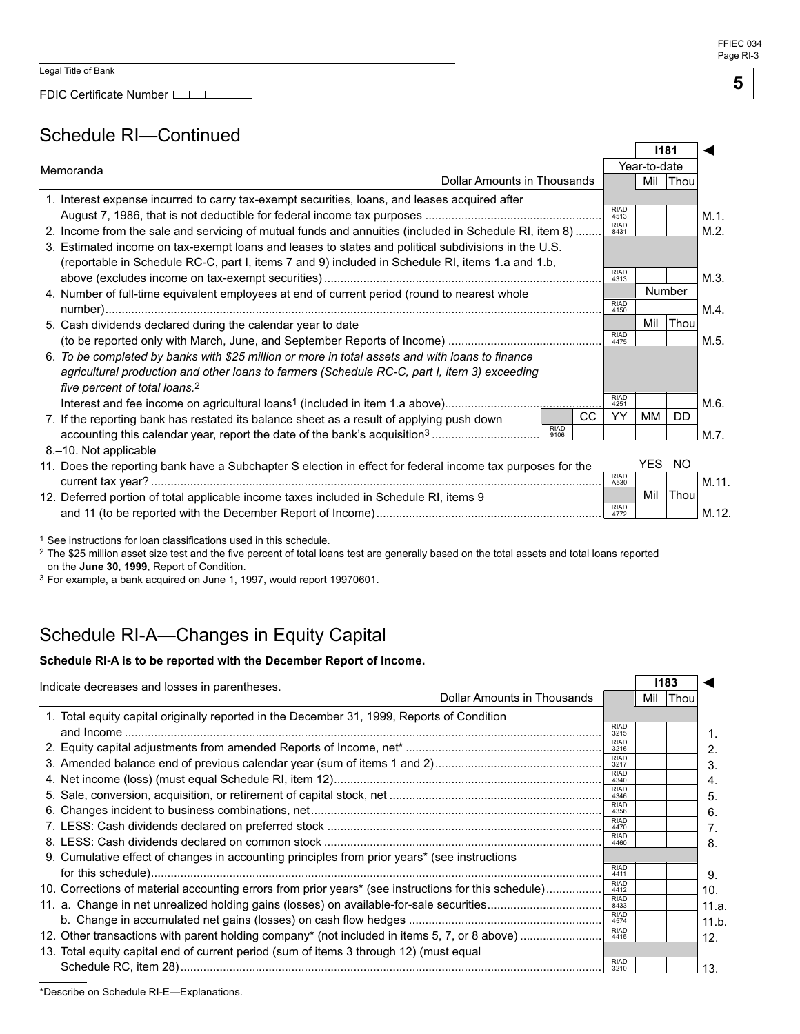Legal Title of Bank

FDIC Certificate Number

## Schedule RI—Continued

### Memoranda

| Dollar Amounts in Thousands | | I181 Year-to-date Mil Thou | |
|---|---|---|---|
| 1. Interest expense incurred to carry tax-exempt securities, loans, and leases acquired after August 7, 1986, that is not deductible for federal income tax purposes | RIAD 4513 | | M.1. |
| 2. Income from the sale and servicing of mutual funds and annuities (included in Schedule RI, item 8) | RIAD 8431 | | M.2. |
| 3. Estimated income on tax-exempt loans and leases to states and political subdivisions in the U.S. (reportable in Schedule RC-C, part I, items 7 and 9) included in Schedule RI, items 1.a and 1.b, above (excludes income on tax-exempt securities) | RIAD 4313 | | M.3. |
| 4. Number of full-time equivalent employees at end of current period (round to nearest whole number) | RIAD 4150 | Number | M.4. |
| 5. Cash dividends declared during the calendar year to date (to be reported only with March, June, and September Reports of Income) | RIAD 4475 | Mil Thou | M.5. |
| 6. *To be completed by banks with $25 million or more in total assets and with loans to finance agricultural production and other loans to farmers (Schedule RC-C, part I, item 3) exceeding five percent of total loans.*[2] Interest and fee income on agricultural loans[1] (included in item 1.a above) | RIAD 4251 | | M.6. |
| 7. If the reporting bank has restated its balance sheet as a result of applying push down accounting this calendar year, report the date of the bank's acquisition[3] | RIAD 9106 | CC YY MM DD | M.7. |
| 8.–10. Not applicable | | | |
| 11. Does the reporting bank have a Subchapter S election in effect for federal income tax purposes for the current tax year? | RIAD A530 | YES NO | M.11. |
| 12. Deferred portion of total applicable income taxes included in Schedule RI, items 9 and 11 (to be reported with the December Report of Income) | RIAD 4772 | Mil Thou | M.12. |

[1] See instructions for loan classifications used in this schedule.

[2] The $25 million asset size test and the five percent of total loans test are generally based on the total assets and total loans reported on the **June 30, 1999**, Report of Condition.

[3] For example, a bank acquired on June 1, 1997, would report 19970601.

## Schedule RI-A—Changes in Equity Capital

**Schedule RI-A is to be reported with the December Report of Income.**

Indicate decreases and losses in parentheses.

| Dollar Amounts in Thousands | | I183 Mil Thou | |
|---|---|---|---|
| 1. Total equity capital originally reported in the December 31, 1999, Reports of Condition and Income | RIAD 3215 | | 1. |
| 2. Equity capital adjustments from amended Reports of Income, net* | RIAD 3216 | | 2. |
| 3. Amended balance end of previous calendar year (sum of items 1 and 2) | RIAD 3217 | | 3. |
| 4. Net income (loss) (must equal Schedule RI, item 12) | RIAD 4340 | | 4. |
| 5. Sale, conversion, acquisition, or retirement of capital stock, net | RIAD 4346 | | 5. |
| 6. Changes incident to business combinations, net | RIAD 4356 | | 6. |
| 7. LESS: Cash dividends declared on preferred stock | RIAD 4470 | | 7. |
| 8. LESS: Cash dividends declared on common stock | RIAD 4460 | | 8. |
| 9. Cumulative effect of changes in accounting principles from prior years* (see instructions for this schedule) | RIAD 4411 | | 9. |
| 10. Corrections of material accounting errors from prior years* (see instructions for this schedule) | RIAD 4412 | | 10. |
| 11. a. Change in net unrealized holding gains (losses) on available-for-sale securities | RIAD 8433 | | 11.a. |
| b. Change in accumulated net gains (losses) on cash flow hedges | RIAD 4574 | | 11.b. |
| 12. Other transactions with parent holding company* (not included in items 5, 7, or 8 above) | RIAD 4415 | | 12. |
| 13. Total equity capital end of current period (sum of items 3 through 12) (must equal Schedule RC, item 28) | RIAD 3210 | | 13. |

*Describe on Schedule RI-E—Explanations.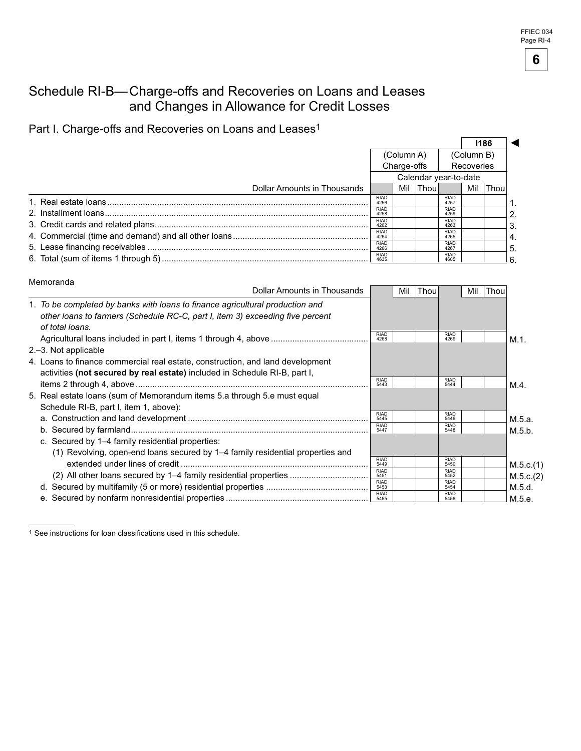FFIEC 034
Page RI-4

# Schedule RI-B—Charge-offs and Recoveries on Loans and Leases and Changes in Allowance for Credit Losses

## Part I. Charge-offs and Recoveries on Loans and Leases[1]

**I186** ◄

| Dollar Amounts in Thousands | (Column A) Charge-offs Calendar year-to-date | | (Column B) Recoveries Calendar year-to-date | | |
|---|---|---|---|---|---|
| | | Mil Thou | | Mil Thou | |
| 1. Real estate loans | RIAD 4256 | | RIAD 4257 | | 1. |
| 2. Installment loans | RIAD 4258 | | RIAD 4259 | | 2. |
| 3. Credit cards and related plans | RIAD 4262 | | RIAD 4263 | | 3. |
| 4. Commercial (time and demand) and all other loans | RIAD 4264 | | RIAD 4265 | | 4. |
| 5. Lease financing receivables | RIAD 4266 | | RIAD 4267 | | 5. |
| 6. Total (sum of items 1 through 5) | RIAD 4635 | | RIAD 4605 | | 6. |

Memoranda

| Dollar Amounts in Thousands | | Mil Thou | | Mil Thou | |
|---|---|---|---|---|---|
| 1. *To be completed by banks with loans to finance agricultural production and other loans to farmers (Schedule RC-C, part I, item 3) exceeding five percent of total loans.* Agricultural loans included in part I, items 1 through 4, above | RIAD 4268 | | RIAD 4269 | | M.1. |
| 2.–3. Not applicable | | | | | |
| 4. Loans to finance commercial real estate, construction, and land development activities **(not secured by real estate)** included in Schedule RI-B, part I, items 2 through 4, above | RIAD 5443 | | RIAD 5444 | | M.4. |
| 5. Real estate loans (sum of Memorandum items 5.a through 5.e must equal Schedule RI-B, part I, item 1, above): | | | | | |
| a. Construction and land development | RIAD 5445 | | RIAD 5446 | | M.5.a. |
| b. Secured by farmland | RIAD 5447 | | RIAD 5448 | | M.5.b. |
| c. Secured by 1–4 family residential properties: | | | | | |
| (1) Revolving, open-end loans secured by 1–4 family residential properties and extended under lines of credit | RIAD 5449 | | RIAD 5450 | | M.5.c.(1) |
| (2) All other loans secured by 1–4 family residential properties | RIAD 5451 | | RIAD 5452 | | M.5.c.(2) |
| d. Secured by multifamily (5 or more) residential properties | RIAD 5453 | | RIAD 5454 | | M.5.d. |
| e. Secured by nonfarm nonresidential properties | RIAD 5455 | | RIAD 5456 | | M.5.e. |

[1] See instructions for loan classifications used in this schedule.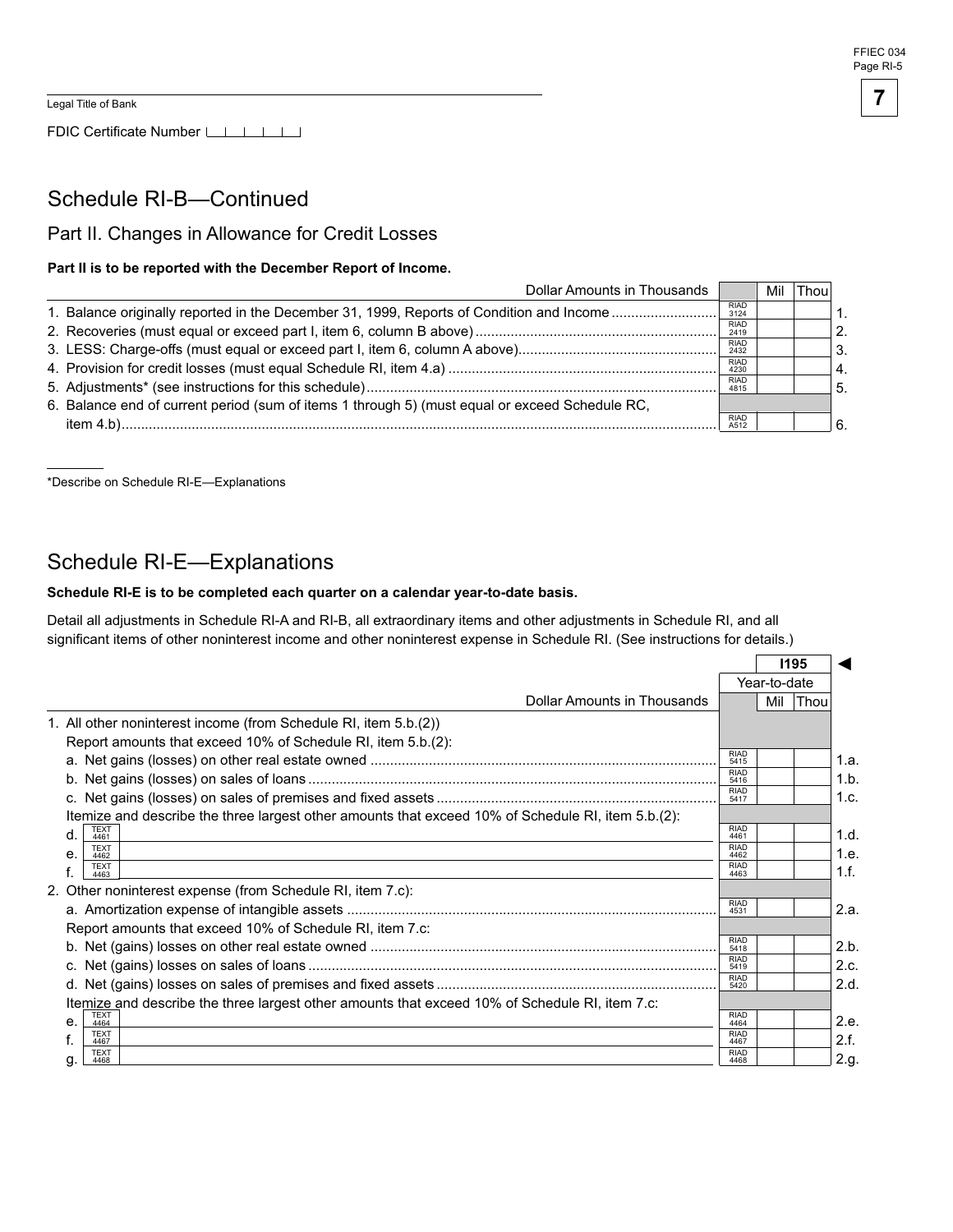Legal Title of Bank

FDIC Certificate Number

## Schedule RI-B—Continued

### Part II. Changes in Allowance for Credit Losses

**Part II is to be reported with the December Report of Income.**

| Dollar Amounts in Thousands | | Mil | Thou | |
|---|---|---|---|---|
| 1. Balance originally reported in the December 31, 1999, Reports of Condition and Income | RIAD 3124 | | | 1. |
| 2. Recoveries (must equal or exceed part I, item 6, column B above) | RIAD 2419 | | | 2. |
| 3. LESS: Charge-offs (must equal or exceed part I, item 6, column A above) | RIAD 2432 | | | 3. |
| 4. Provision for credit losses (must equal Schedule RI, item 4.a) | RIAD 4230 | | | 4. |
| 5. Adjustments* (see instructions for this schedule) | RIAD 4815 | | | 5. |
| 6. Balance end of current period (sum of items 1 through 5) (must equal or exceed Schedule RC, item 4.b) | RIAD A512 | | | 6. |

*Describe on Schedule RI-E—Explanations

## Schedule RI-E—Explanations

**Schedule RI-E is to be completed each quarter on a calendar year-to-date basis.**

Detail all adjustments in Schedule RI-A and RI-B, all extraordinary items and other adjustments in Schedule RI, and all significant items of other noninterest income and other noninterest expense in Schedule RI. (See instructions for details.)

| | | I195 | | |
|---|---|---|---|---|
| | | Year-to-date | | |
| Dollar Amounts in Thousands | | Mil | Thou | |
| 1. All other noninterest income (from Schedule RI, item 5.b.(2)) | | | | |
| Report amounts that exceed 10% of Schedule RI, item 5.b.(2): | | | | |
| a. Net gains (losses) on other real estate owned | RIAD 5415 | | | 1.a. |
| b. Net gains (losses) on sales of loans | RIAD 5416 | | | 1.b. |
| c. Net gains (losses) on sales of premises and fixed assets | RIAD 5417 | | | 1.c. |
| Itemize and describe the three largest other amounts that exceed 10% of Schedule RI, item 5.b.(2): | | | | |
| d. TEXT 4461 | RIAD 4461 | | | 1.d. |
| e. TEXT 4462 | RIAD 4462 | | | 1.e. |
| f. TEXT 4463 | RIAD 4463 | | | 1.f. |
| 2. Other noninterest expense (from Schedule RI, item 7.c): | | | | |
| a. Amortization expense of intangible assets | RIAD 4531 | | | 2.a. |
| Report amounts that exceed 10% of Schedule RI, item 7.c: | | | | |
| b. Net (gains) losses on other real estate owned | RIAD 5418 | | | 2.b. |
| c. Net (gains) losses on sales of loans | RIAD 5419 | | | 2.c. |
| d. Net (gains) losses on sales of premises and fixed assets | RIAD 5420 | | | 2.d. |
| Itemize and describe the three largest other amounts that exceed 10% of Schedule RI, item 7.c: | | | | |
| e. TEXT 4464 | RIAD 4464 | | | 2.e. |
| f. TEXT 4467 | RIAD 4467 | | | 2.f. |
| g. TEXT 4468 | RIAD 4468 | | | 2.g. |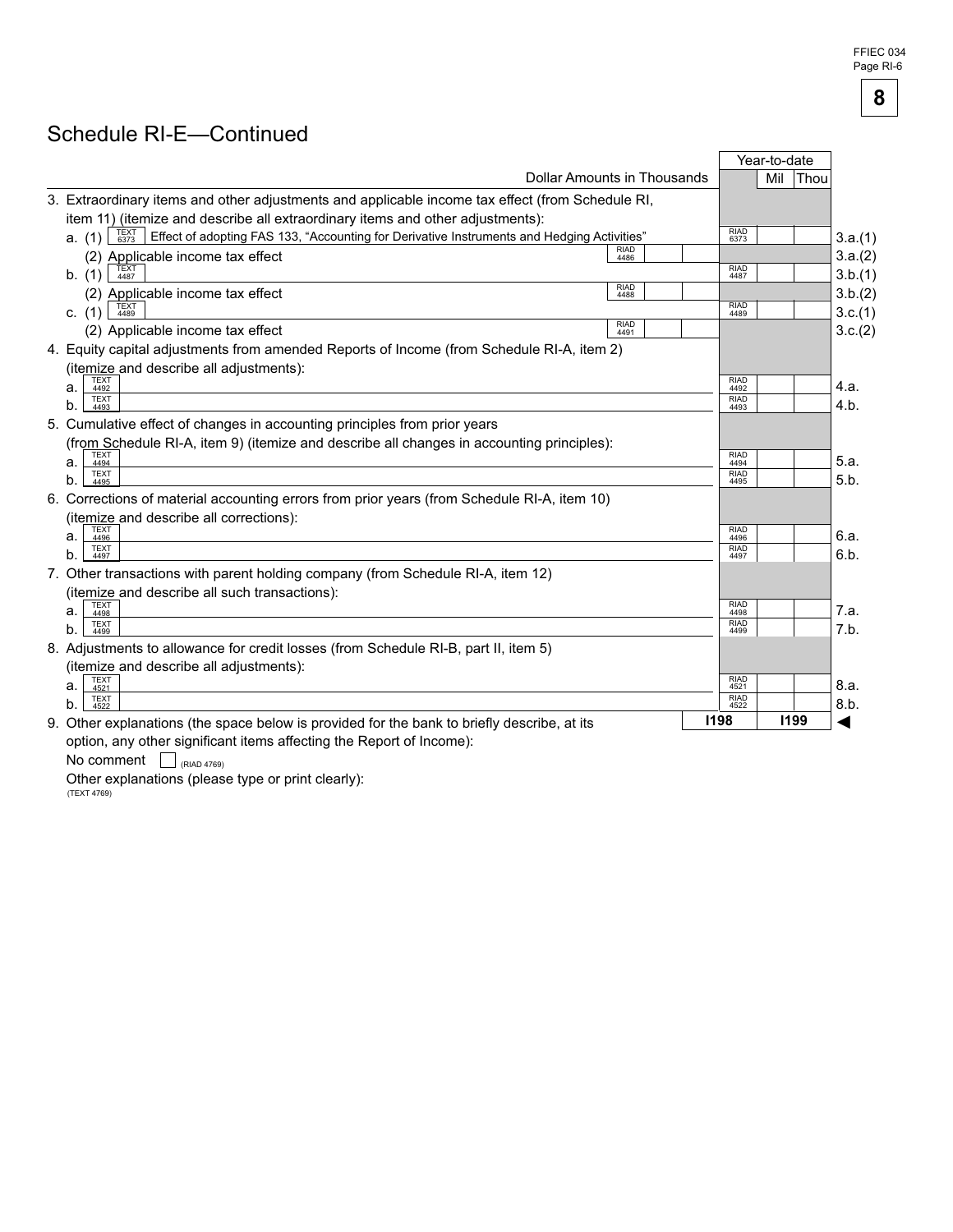## Schedule RI-E—Continued

| Dollar Amounts in Thousands | | | Year-to-date (Mil / Thou) | |
|---|---|---|---|---|
| 3. Extraordinary items and other adjustments and applicable income tax effect (from Schedule RI, item 11) (itemize and describe all extraordinary items and other adjustments): | | | | |
| a. (1) TEXT 6373 Effect of adopting FAS 133, "Accounting for Derivative Instruments and Hedging Activities" | | RIAD 6373 | | 3.a.(1) |
| (2) Applicable income tax effect | RIAD 4486 | | | 3.a.(2) |
| b. (1) TEXT 4487 | | RIAD 4487 | | 3.b.(1) |
| (2) Applicable income tax effect | RIAD 4488 | | | 3.b.(2) |
| c. (1) TEXT 4489 | | RIAD 4489 | | 3.c.(1) |
| (2) Applicable income tax effect | RIAD 4491 | | | 3.c.(2) |
| 4. Equity capital adjustments from amended Reports of Income (from Schedule RI-A, item 2) (itemize and describe all adjustments): | | | | |
| a. TEXT 4492 | | RIAD 4492 | | 4.a. |
| b. TEXT 4493 | | RIAD 4493 | | 4.b. |
| 5. Cumulative effect of changes in accounting principles from prior years (from Schedule RI-A, item 9) (itemize and describe all changes in accounting principles): | | | | |
| a. TEXT 4494 | | RIAD 4494 | | 5.a. |
| b. TEXT 4495 | | RIAD 4495 | | 5.b. |
| 6. Corrections of material accounting errors from prior years (from Schedule RI-A, item 10) (itemize and describe all corrections): | | | | |
| a. TEXT 4496 | | RIAD 4496 | | 6.a. |
| b. TEXT 4497 | | RIAD 4497 | | 6.b. |
| 7. Other transactions with parent holding company (from Schedule RI-A, item 12) (itemize and describe all such transactions): | | | | |
| a. TEXT 4498 | | RIAD 4498 | | 7.a. |
| b. TEXT 4499 | | RIAD 4499 | | 7.b. |
| 8. Adjustments to allowance for credit losses (from Schedule RI-B, part II, item 5) (itemize and describe all adjustments): | | | | |
| a. TEXT 4521 | | RIAD 4521 | | 8.a. |
| b. TEXT 4522 | | RIAD 4522 | | 8.b. |

**I198** **I199** ◄

9. Other explanations (the space below is provided for the bank to briefly describe, at its option, any other significant items affecting the Report of Income):

No comment ☐ (RIAD 4769)

Other explanations (please type or print clearly):
(TEXT 4769)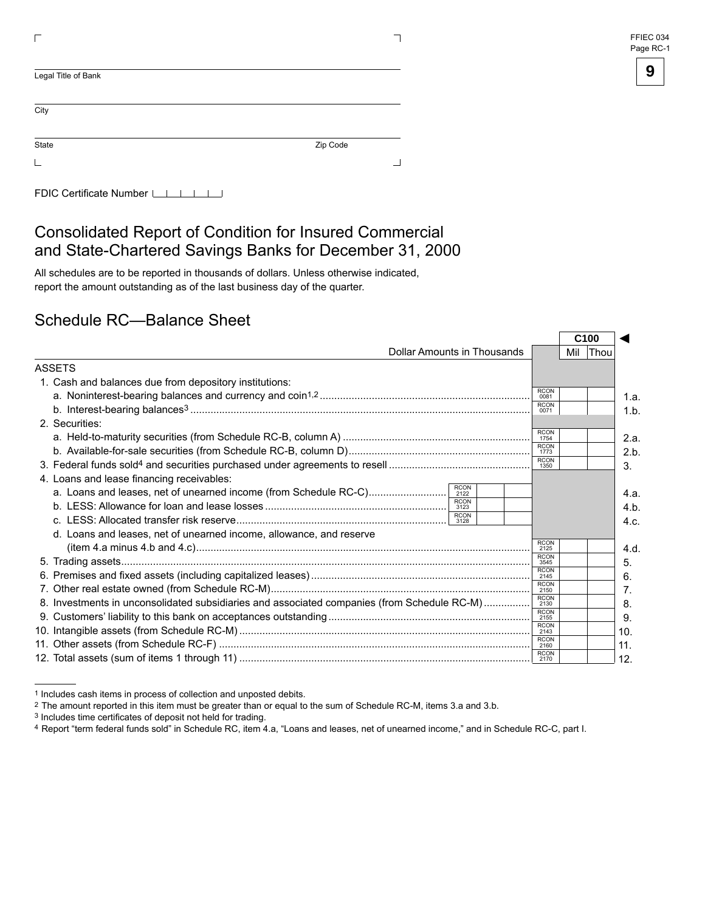FFIEC 034
Page RC-1

**9**

Legal Title of Bank

City

State Zip Code

FDIC Certificate Number

# Consolidated Report of Condition for Insured Commercial and State-Chartered Savings Banks for December 31, 2000

All schedules are to be reported in thousands of dollars. Unless otherwise indicated, report the amount outstanding as of the last business day of the quarter.

## Schedule RC—Balance Sheet

| Dollar Amounts in Thousands | | | | C100 Mil Thou | |
|---|---|---|---|---|---|
| **ASSETS** | | | | | |
| 1. Cash and balances due from depository institutions: | | | | | |
| a. Noninterest-bearing balances and currency and coin[1,2] | | | RCON 0081 | | 1.a. |
| b. Interest-bearing balances[3] | | | RCON 0071 | | 1.b. |
| 2. Securities: | | | | | |
| a. Held-to-maturity securities (from Schedule RC-B, column A) | | | RCON 1754 | | 2.a. |
| b. Available-for-sale securities (from Schedule RC-B, column D) | | | RCON 1773 | | 2.b. |
| 3. Federal funds sold[4] and securities purchased under agreements to resell | | | RCON 1350 | | 3. |
| 4. Loans and lease financing receivables: | | | | | |
| a. Loans and leases, net of unearned income (from Schedule RC-C) | RCON 2122 | | | | 4.a. |
| b. LESS: Allowance for loan and lease losses | RCON 3123 | | | | 4.b. |
| c. LESS: Allocated transfer risk reserve | RCON 3128 | | | | 4.c. |
| d. Loans and leases, net of unearned income, allowance, and reserve (item 4.a minus 4.b and 4.c) | | | RCON 2125 | | 4.d. |
| 5. Trading assets | | | RCON 3545 | | 5. |
| 6. Premises and fixed assets (including capitalized leases) | | | RCON 2145 | | 6. |
| 7. Other real estate owned (from Schedule RC-M) | | | RCON 2150 | | 7. |
| 8. Investments in unconsolidated subsidiaries and associated companies (from Schedule RC-M) | | | RCON 2130 | | 8. |
| 9. Customers' liability to this bank on acceptances outstanding | | | RCON 2155 | | 9. |
| 10. Intangible assets (from Schedule RC-M) | | | RCON 2143 | | 10. |
| 11. Other assets (from Schedule RC-F) | | | RCON 2160 | | 11. |
| 12. Total assets (sum of items 1 through 11) | | | RCON 2170 | | 12. |

[1] Includes cash items in process of collection and unposted debits.
[2] The amount reported in this item must be greater than or equal to the sum of Schedule RC-M, items 3.a and 3.b.
[3] Includes time certificates of deposit not held for trading.
[4] Report "term federal funds sold" in Schedule RC, item 4.a, "Loans and leases, net of unearned income," and in Schedule RC-C, part I.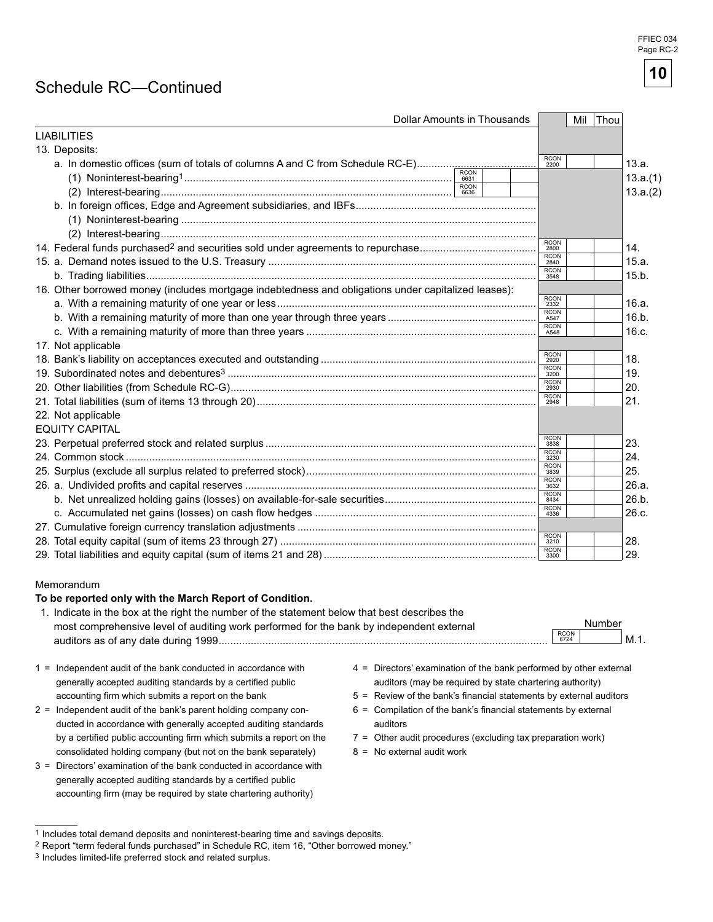FFIEC 034
Page RC-2

# Schedule RC—Continued

| Dollar Amounts in Thousands | | | Mil | Thou | |
|---|---|---|---|---|---|
| **LIABILITIES** | | | | | |
| 13. Deposits: | | | | | |
| a. In domestic offices (sum of totals of columns A and C from Schedule RC-E) | | RCON 2200 | | | 13.a. |
| (1) Noninterest-bearing[1] | RCON 6631 | | | | 13.a.(1) |
| (2) Interest-bearing | RCON 6636 | | | | 13.a.(2) |
| b. In foreign offices, Edge and Agreement subsidiaries, and IBFs | | | | | |
| (1) Noninterest-bearing | | | | | |
| (2) Interest-bearing | | | | | |
| 14. Federal funds purchased[2] and securities sold under agreements to repurchase | | RCON 2800 | | | 14. |
| 15. a. Demand notes issued to the U.S. Treasury | | RCON 2840 | | | 15.a. |
| b. Trading liabilities | | RCON 3548 | | | 15.b. |
| 16. Other borrowed money (includes mortgage indebtedness and obligations under capitalized leases): | | | | | |
| a. With a remaining maturity of one year or less | | RCON 2332 | | | 16.a. |
| b. With a remaining maturity of more than one year through three years | | RCON A547 | | | 16.b. |
| c. With a remaining maturity of more than three years | | RCON A548 | | | 16.c. |
| 17. Not applicable | | | | | |
| 18. Bank's liability on acceptances executed and outstanding | | RCON 2920 | | | 18. |
| 19. Subordinated notes and debentures[3] | | RCON 3200 | | | 19. |
| 20. Other liabilities (from Schedule RC-G) | | RCON 2930 | | | 20. |
| 21. Total liabilities (sum of items 13 through 20) | | RCON 2948 | | | 21. |
| 22. Not applicable | | | | | |
| **EQUITY CAPITAL** | | | | | |
| 23. Perpetual preferred stock and related surplus | | RCON 3838 | | | 23. |
| 24. Common stock | | RCON 3230 | | | 24. |
| 25. Surplus (exclude all surplus related to preferred stock) | | RCON 3839 | | | 25. |
| 26. a. Undivided profits and capital reserves | | RCON 3632 | | | 26.a. |
| b. Net unrealized holding gains (losses) on available-for-sale securities | | RCON 8434 | | | 26.b. |
| c. Accumulated net gains (losses) on cash flow hedges | | RCON 4336 | | | 26.c. |
| 27. Cumulative foreign currency translation adjustments | | | | | |
| 28. Total equity capital (sum of items 23 through 27) | | RCON 3210 | | | 28. |
| 29. Total liabilities and equity capital (sum of items 21 and 28) | | RCON 3300 | | | 29. |

Memorandum

**To be reported only with the March Report of Condition.**

| | | Number | |
|---|---|---|---|
| 1. Indicate in the box at the right the number of the statement below that best describes the most comprehensive level of auditing work performed for the bank by independent external auditors as of any date during 1999 | RCON 6724 | | M.1. |

1 = Independent audit of the bank conducted in accordance with generally accepted auditing standards by a certified public accounting firm which submits a report on the bank

2 = Independent audit of the bank's parent holding company conducted in accordance with generally accepted auditing standards by a certified public accounting firm which submits a report on the consolidated holding company (but not on the bank separately)

3 = Directors' examination of the bank conducted in accordance with generally accepted auditing standards by a certified public accounting firm (may be required by state chartering authority)

4 = Directors' examination of the bank performed by other external auditors (may be required by state chartering authority)

5 = Review of the bank's financial statements by external auditors

6 = Compilation of the bank's financial statements by external auditors

7 = Other audit procedures (excluding tax preparation work)

8 = No external audit work

---

[1] Includes total demand deposits and noninterest-bearing time and savings deposits.

[2] Report "term federal funds purchased" in Schedule RC, item 16, "Other borrowed money."

[3] Includes limited-life preferred stock and related surplus.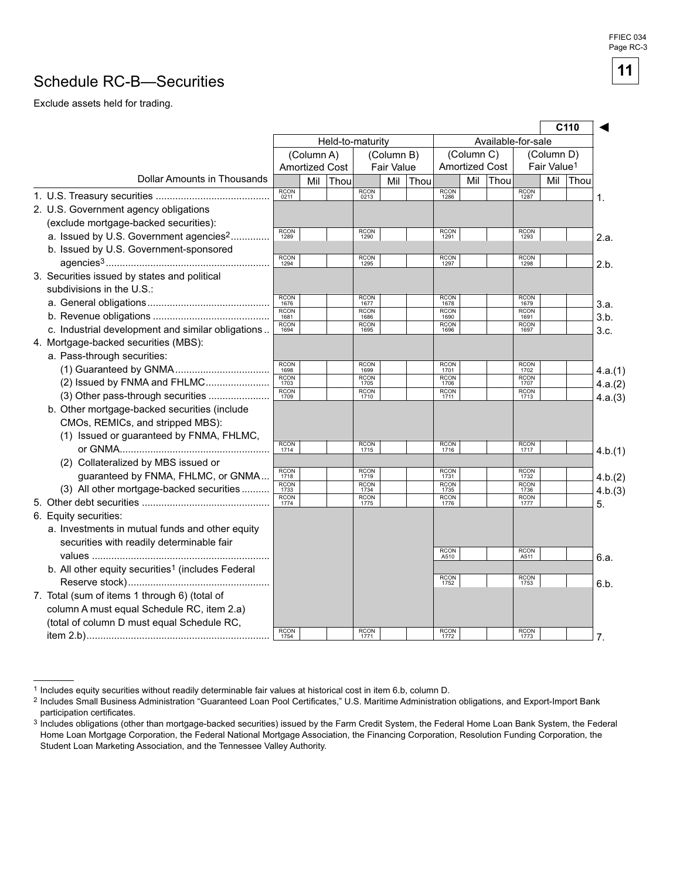# Schedule RC-B—Securities

Exclude assets held for trading.

C110 ◄

| Dollar Amounts in Thousands | Held-to-maturity (Column A) Amortized Cost | Held-to-maturity (Column B) Fair Value | Available-for-sale (Column C) Amortized Cost | Available-for-sale (Column D) Fair Value[1] | |
|---|---|---|---|---|---|
| 1. U.S. Treasury securities | RCON 0211 | RCON 0213 | RCON 1286 | RCON 1287 | 1. |
| 2. U.S. Government agency obligations (exclude mortgage-backed securities): | | | | | |
| a. Issued by U.S. Government agencies[2] | RCON 1289 | RCON 1290 | RCON 1291 | RCON 1293 | 2.a. |
| b. Issued by U.S. Government-sponsored agencies[3] | RCON 1294 | RCON 1295 | RCON 1297 | RCON 1298 | 2.b. |
| 3. Securities issued by states and political subdivisions in the U.S.: | | | | | |
| a. General obligations | RCON 1676 | RCON 1677 | RCON 1678 | RCON 1679 | 3.a. |
| b. Revenue obligations | RCON 1681 | RCON 1686 | RCON 1690 | RCON 1691 | 3.b. |
| c. Industrial development and similar obligations | RCON 1694 | RCON 1695 | RCON 1696 | RCON 1697 | 3.c. |
| 4. Mortgage-backed securities (MBS): | | | | | |
| a. Pass-through securities: | | | | | |
| (1) Guaranteed by GNMA | RCON 1698 | RCON 1699 | RCON 1701 | RCON 1702 | 4.a.(1) |
| (2) Issued by FNMA and FHLMC | RCON 1703 | RCON 1705 | RCON 1706 | RCON 1707 | 4.a.(2) |
| (3) Other pass-through securities | RCON 1709 | RCON 1710 | RCON 1711 | RCON 1713 | 4.a.(3) |
| b. Other mortgage-backed securities (include CMOs, REMICs, and stripped MBS): | | | | | |
| (1) Issued or guaranteed by FNMA, FHLMC, or GNMA | RCON 1714 | RCON 1715 | RCON 1716 | RCON 1717 | 4.b.(1) |
| (2) Collateralized by MBS issued or guaranteed by FNMA, FHLMC, or GNMA | RCON 1718 | RCON 1719 | RCON 1731 | RCON 1732 | 4.b.(2) |
| (3) All other mortgage-backed securities | RCON 1733 | RCON 1734 | RCON 1735 | RCON 1736 | 4.b.(3) |
| 5. Other debt securities | RCON 1774 | RCON 1775 | RCON 1776 | RCON 1777 | 5. |
| 6. Equity securities: | | | | | |
| a. Investments in mutual funds and other equity securities with readily determinable fair values | | | RCON A510 | RCON A511 | 6.a. |
| b. All other equity securities[1] (includes Federal Reserve stock) | | | RCON 1752 | RCON 1753 | 6.b. |
| 7. Total (sum of items 1 through 6) (total of column A must equal Schedule RC, item 2.a) (total of column D must equal Schedule RC, item 2.b) | RCON 1754 | RCON 1771 | RCON 1772 | RCON 1773 | 7. |

[1] Includes equity securities without readily determinable fair values at historical cost in item 6.b, column D.

[2] Includes Small Business Administration "Guaranteed Loan Pool Certificates," U.S. Maritime Administration obligations, and Export-Import Bank participation certificates.

[3] Includes obligations (other than mortgage-backed securities) issued by the Farm Credit System, the Federal Home Loan Bank System, the Federal Home Loan Mortgage Corporation, the Federal National Mortgage Association, the Financing Corporation, Resolution Funding Corporation, the Student Loan Marketing Association, and the Tennessee Valley Authority.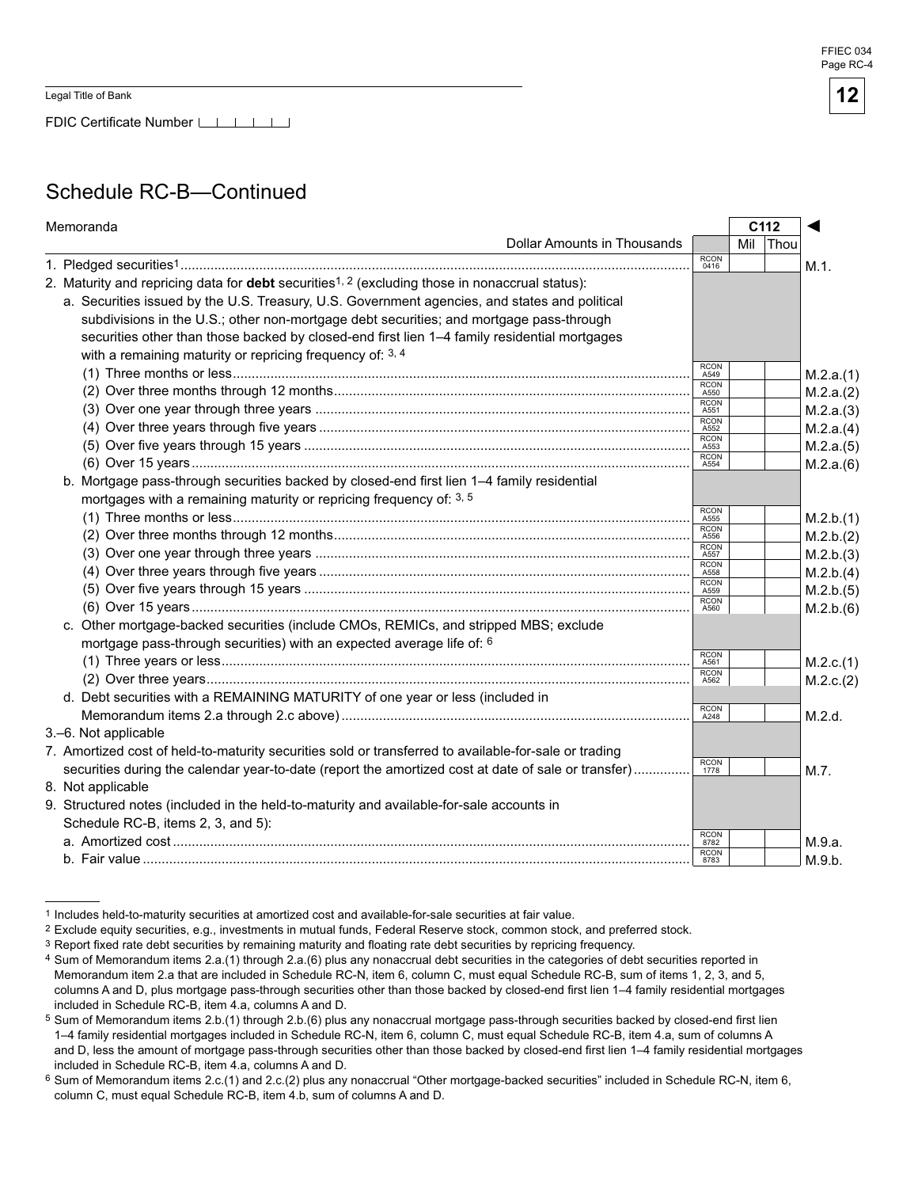FFIEC 034
Page RC-4

Legal Title of Bank

FDIC Certificate Number

## Schedule RC-B—Continued

| Memoranda | | C112 | |
|---|---|---|---|
| Dollar Amounts in Thousands | | Mil Thou | |
| 1. Pledged securities[1] | RCON 0416 | | M.1. |
| 2. Maturity and repricing data for **debt** securities[1, 2] (excluding those in nonaccrual status): | | | |
| a. Securities issued by the U.S. Treasury, U.S. Government agencies, and states and political subdivisions in the U.S.; other non-mortgage debt securities; and mortgage pass-through securities other than those backed by closed-end first lien 1–4 family residential mortgages with a remaining maturity or repricing frequency of: [3, 4] | | | |
| (1) Three months or less | RCON A549 | | M.2.a.(1) |
| (2) Over three months through 12 months | RCON A550 | | M.2.a.(2) |
| (3) Over one year through three years | RCON A551 | | M.2.a.(3) |
| (4) Over three years through five years | RCON A552 | | M.2.a.(4) |
| (5) Over five years through 15 years | RCON A553 | | M.2.a.(5) |
| (6) Over 15 years | RCON A554 | | M.2.a.(6) |
| b. Mortgage pass-through securities backed by closed-end first lien 1–4 family residential mortgages with a remaining maturity or repricing frequency of: [3, 5] | | | |
| (1) Three months or less | RCON A555 | | M.2.b.(1) |
| (2) Over three months through 12 months | RCON A556 | | M.2.b.(2) |
| (3) Over one year through three years | RCON A557 | | M.2.b.(3) |
| (4) Over three years through five years | RCON A558 | | M.2.b.(4) |
| (5) Over five years through 15 years | RCON A559 | | M.2.b.(5) |
| (6) Over 15 years | RCON A560 | | M.2.b.(6) |
| c. Other mortgage-backed securities (include CMOs, REMICs, and stripped MBS; exclude mortgage pass-through securities) with an expected average life of: [6] | | | |
| (1) Three years or less | RCON A561 | | M.2.c.(1) |
| (2) Over three years | RCON A562 | | M.2.c.(2) |
| d. Debt securities with a REMAINING MATURITY of one year or less (included in Memorandum items 2.a through 2.c above) | RCON A248 | | M.2.d. |
| 3.–6. Not applicable | | | |
| 7. Amortized cost of held-to-maturity securities sold or transferred to available-for-sale or trading securities during the calendar year-to-date (report the amortized cost at date of sale or transfer) | RCON 1778 | | M.7. |
| 8. Not applicable | | | |
| 9. Structured notes (included in the held-to-maturity and available-for-sale accounts in Schedule RC-B, items 2, 3, and 5): | | | |
| a. Amortized cost | RCON 8782 | | M.9.a. |
| b. Fair value | RCON 8783 | | M.9.b. |

1 Includes held-to-maturity securities at amortized cost and available-for-sale securities at fair value.

2 Exclude equity securities, e.g., investments in mutual funds, Federal Reserve stock, common stock, and preferred stock.

3 Report fixed rate debt securities by remaining maturity and floating rate debt securities by repricing frequency.

4 Sum of Memorandum items 2.a.(1) through 2.a.(6) plus any nonaccrual debt securities in the categories of debt securities reported in Memorandum item 2.a that are included in Schedule RC-N, item 6, column C, must equal Schedule RC-B, sum of items 1, 2, 3, and 5, columns A and D, plus mortgage pass-through securities other than those backed by closed-end first lien 1–4 family residential mortgages included in Schedule RC-B, item 4.a, columns A and D.

5 Sum of Memorandum items 2.b.(1) through 2.b.(6) plus any nonaccrual mortgage pass-through securities backed by closed-end first lien 1–4 family residential mortgages included in Schedule RC-N, item 6, column C, must equal Schedule RC-B, item 4.a, sum of columns A and D, less the amount of mortgage pass-through securities other than those backed by closed-end first lien 1–4 family residential mortgages included in Schedule RC-B, item 4.a, columns A and D.

6 Sum of Memorandum items 2.c.(1) and 2.c.(2) plus any nonaccrual "Other mortgage-backed securities" included in Schedule RC-N, item 6, column C, must equal Schedule RC-B, item 4.b, sum of columns A and D.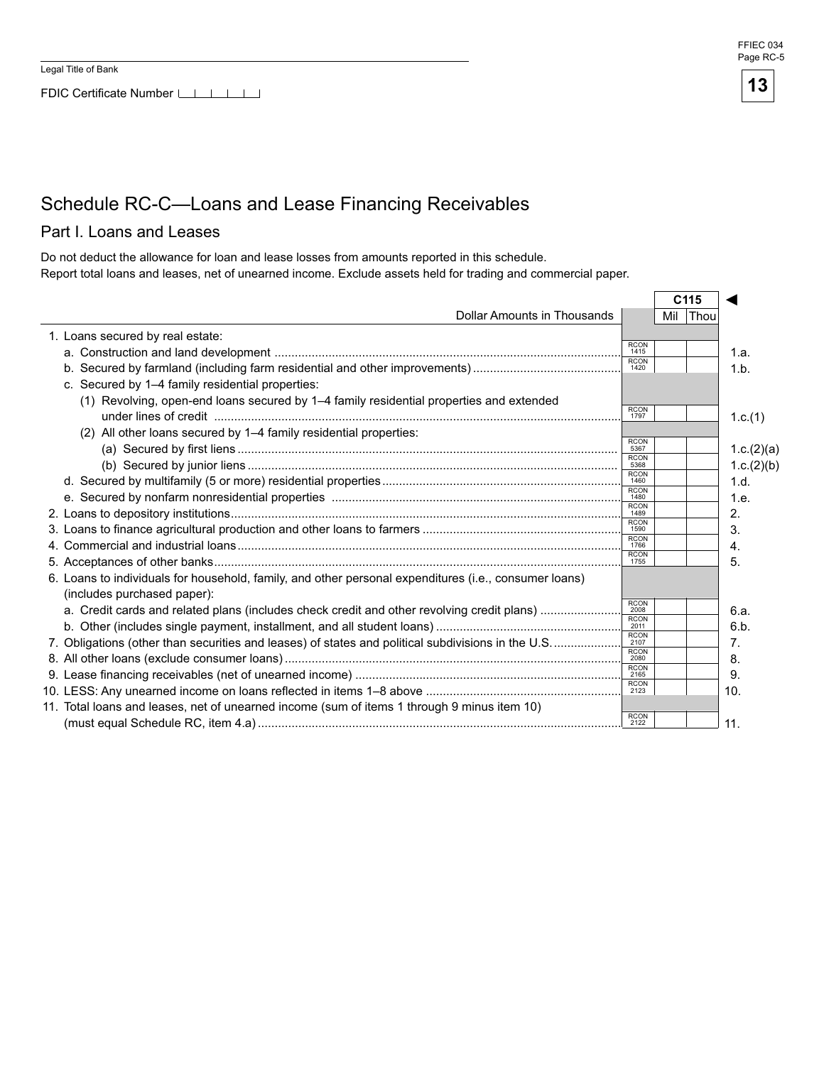Legal Title of Bank

FDIC Certificate Number

# Schedule RC-C—Loans and Lease Financing Receivables

## Part I. Loans and Leases

Do not deduct the allowance for loan and lease losses from amounts reported in this schedule.
Report total loans and leases, net of unearned income. Exclude assets held for trading and commercial paper.

| Dollar Amounts in Thousands | | C115 Mil Thou | |
|---|---|---|---|
| 1. Loans secured by real estate: | | | |
| a. Construction and land development | RCON 1415 | | 1.a. |
| b. Secured by farmland (including farm residential and other improvements) | RCON 1420 | | 1.b. |
| c. Secured by 1–4 family residential properties: | | | |
| (1) Revolving, open-end loans secured by 1–4 family residential properties and extended under lines of credit | RCON 1797 | | 1.c.(1) |
| (2) All other loans secured by 1–4 family residential properties: | | | |
| (a) Secured by first liens | RCON 5367 | | 1.c.(2)(a) |
| (b) Secured by junior liens | RCON 5368 | | 1.c.(2)(b) |
| d. Secured by multifamily (5 or more) residential properties | RCON 1460 | | 1.d. |
| e. Secured by nonfarm nonresidential properties | RCON 1480 | | 1.e. |
| 2. Loans to depository institutions | RCON 1489 | | 2. |
| 3. Loans to finance agricultural production and other loans to farmers | RCON 1590 | | 3. |
| 4. Commercial and industrial loans | RCON 1766 | | 4. |
| 5. Acceptances of other banks | RCON 1755 | | 5. |
| 6. Loans to individuals for household, family, and other personal expenditures (i.e., consumer loans) (includes purchased paper): | | | |
| a. Credit cards and related plans (includes check credit and other revolving credit plans) | RCON 2008 | | 6.a. |
| b. Other (includes single payment, installment, and all student loans) | RCON 2011 | | 6.b. |
| 7. Obligations (other than securities and leases) of states and political subdivisions in the U.S. | RCON 2107 | | 7. |
| 8. All other loans (exclude consumer loans) | RCON 2080 | | 8. |
| 9. Lease financing receivables (net of unearned income) | RCON 2165 | | 9. |
| 10. LESS: Any unearned income on loans reflected in items 1–8 above | RCON 2123 | | 10. |
| 11. Total loans and leases, net of unearned income (sum of items 1 through 9 minus item 10) (must equal Schedule RC, item 4.a) | RCON 2122 | | 11. |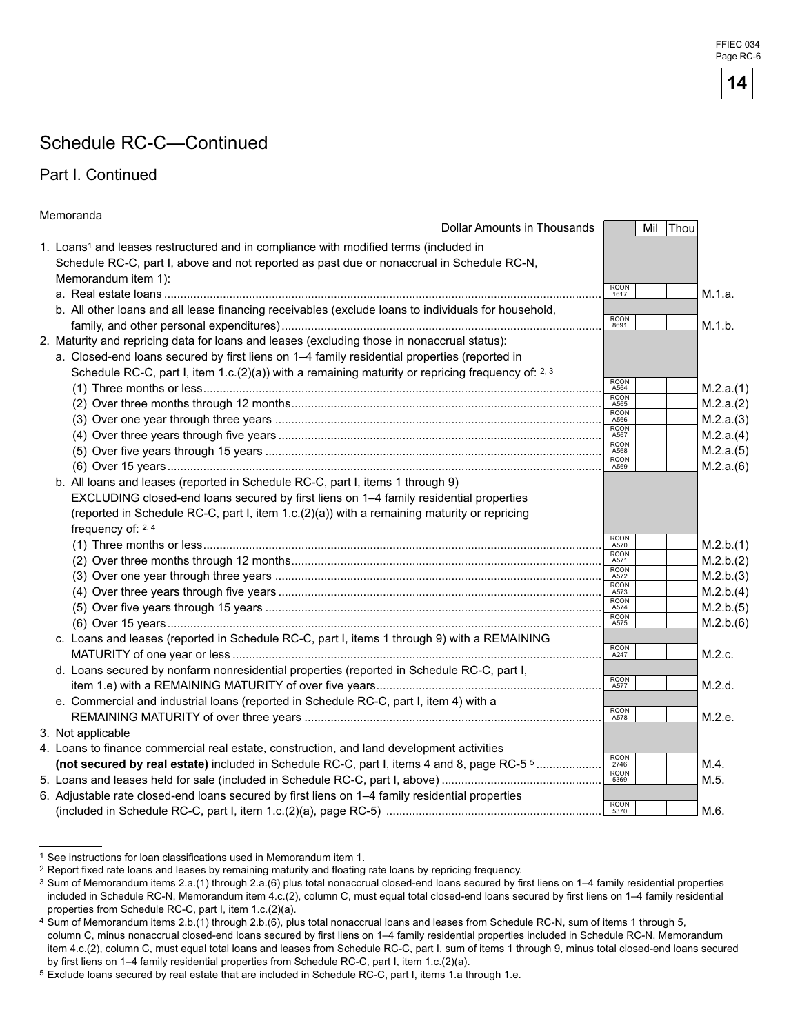# Schedule RC-C—Continued

## Part I. Continued

Memoranda

| Dollar Amounts in Thousands | | Mil | Thou | |
|---|---|---|---|---|
| 1. Loans[1] and leases restructured and in compliance with modified terms (included in Schedule RC-C, part I, above and not reported as past due or nonaccrual in Schedule RC-N, Memorandum item 1): | | | | |
| a. Real estate loans | RCON 1617 | | | M.1.a. |
| b. All other loans and all lease financing receivables (exclude loans to individuals for household, family, and other personal expenditures) | RCON 8691 | | | M.1.b. |
| 2. Maturity and repricing data for loans and leases (excluding those in nonaccrual status): | | | | |
| a. Closed-end loans secured by first liens on 1–4 family residential properties (reported in Schedule RC-C, part I, item 1.c.(2)(a)) with a remaining maturity or repricing frequency of: [2, 3] | | | | |
| (1) Three months or less | RCON A564 | | | M.2.a.(1) |
| (2) Over three months through 12 months | RCON A565 | | | M.2.a.(2) |
| (3) Over one year through three years | RCON A566 | | | M.2.a.(3) |
| (4) Over three years through five years | RCON A567 | | | M.2.a.(4) |
| (5) Over five years through 15 years | RCON A568 | | | M.2.a.(5) |
| (6) Over 15 years | RCON A569 | | | M.2.a.(6) |
| b. All loans and leases (reported in Schedule RC-C, part I, items 1 through 9) EXCLUDING closed-end loans secured by first liens on 1–4 family residential properties (reported in Schedule RC-C, part I, item 1.c.(2)(a)) with a remaining maturity or repricing frequency of: [2, 4] | | | | |
| (1) Three months or less | RCON A570 | | | M.2.b.(1) |
| (2) Over three months through 12 months | RCON A571 | | | M.2.b.(2) |
| (3) Over one year through three years | RCON A572 | | | M.2.b.(3) |
| (4) Over three years through five years | RCON A573 | | | M.2.b.(4) |
| (5) Over five years through 15 years | RCON A574 | | | M.2.b.(5) |
| (6) Over 15 years | RCON A575 | | | M.2.b.(6) |
| c. Loans and leases (reported in Schedule RC-C, part I, items 1 through 9) with a REMAINING MATURITY of one year or less | RCON A247 | | | M.2.c. |
| d. Loans secured by nonfarm nonresidential properties (reported in Schedule RC-C, part I, item 1.e) with a REMAINING MATURITY of over five years | RCON A577 | | | M.2.d. |
| e. Commercial and industrial loans (reported in Schedule RC-C, part I, item 4) with a REMAINING MATURITY of over three years | RCON A578 | | | M.2.e. |
| 3. Not applicable | | | | |
| 4. Loans to finance commercial real estate, construction, and land development activities **(not secured by real estate)** included in Schedule RC-C, part I, items 4 and 8, page RC-5 [5] | RCON 2746 | | | M.4. |
| 5. Loans and leases held for sale (included in Schedule RC-C, part I, above) | RCON 5369 | | | M.5. |
| 6. Adjustable rate closed-end loans secured by first liens on 1–4 family residential properties (included in Schedule RC-C, part I, item 1.c.(2)(a), page RC-5) | RCON 5370 | | | M.6. |

[1] See instructions for loan classifications used in Memorandum item 1.

[2] Report fixed rate loans and leases by remaining maturity and floating rate loans by repricing frequency.

[3] Sum of Memorandum items 2.a.(1) through 2.a.(6) plus total nonaccrual closed-end loans secured by first liens on 1–4 family residential properties included in Schedule RC-N, Memorandum item 4.c.(2), column C, must equal total closed-end loans secured by first liens on 1–4 family residential properties from Schedule RC-C, part I, item 1.c.(2)(a).

[4] Sum of Memorandum items 2.b.(1) through 2.b.(6), plus total nonaccrual loans and leases from Schedule RC-N, sum of items 1 through 5, column C, minus nonaccrual closed-end loans secured by first liens on 1–4 family residential properties included in Schedule RC-N, Memorandum item 4.c.(2), column C, must equal total loans and leases from Schedule RC-C, part I, sum of items 1 through 9, minus total closed-end loans secured by first liens on 1–4 family residential properties from Schedule RC-C, part I, item 1.c.(2)(a).

[5] Exclude loans secured by real estate that are included in Schedule RC-C, part I, items 1.a through 1.e.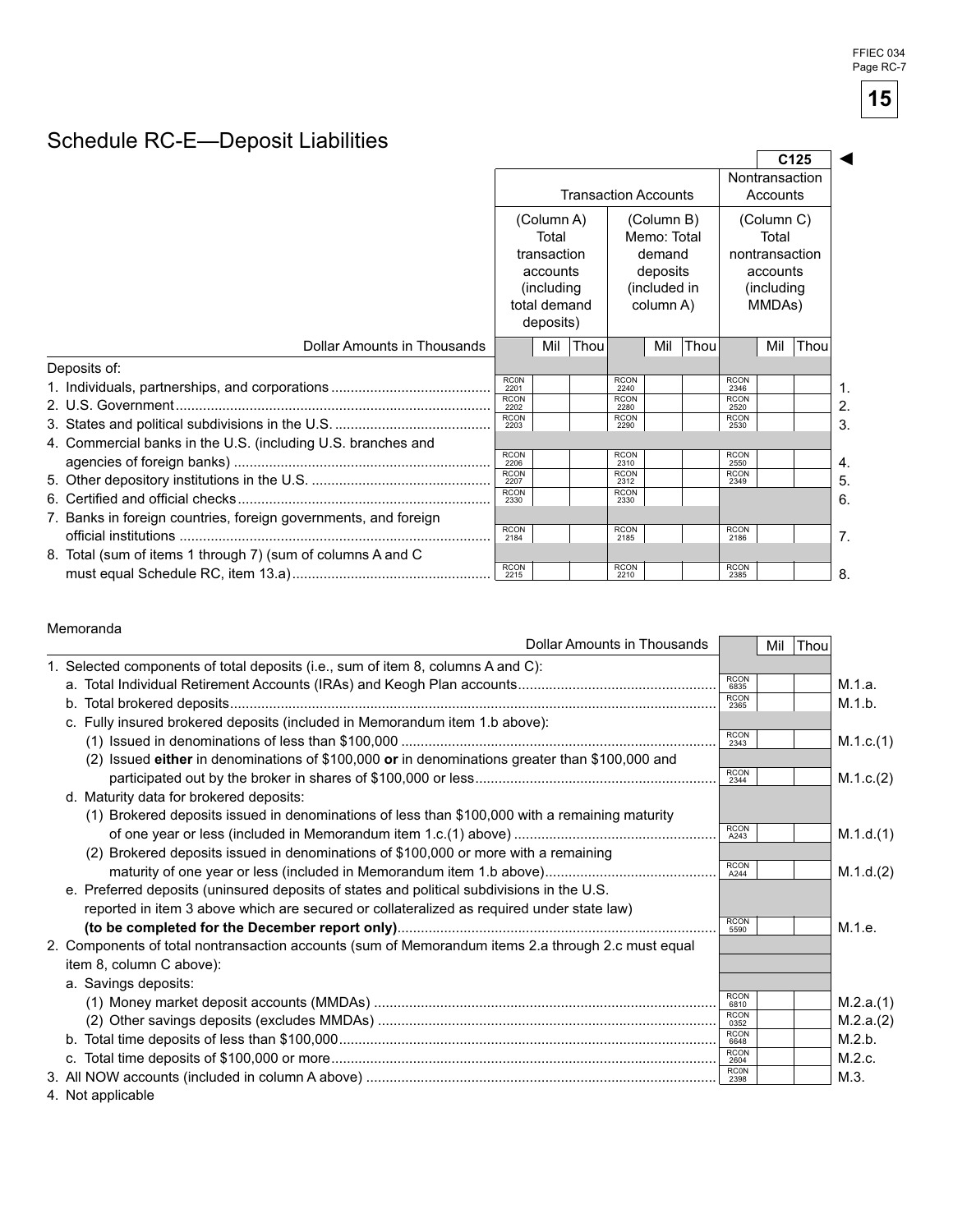# Schedule RC-E—Deposit Liabilities

C125 ◄

| Dollar Amounts in Thousands | Transaction Accounts | | Nontransaction Accounts | |
|---|---|---|---|---|
| | (Column A) Total transaction accounts (including total demand deposits) | (Column B) Memo: Total demand deposits (included in column A) | (Column C) Total nontransaction accounts (including MMDAs) | |
| Deposits of: | | | | |
| 1. Individuals, partnerships, and corporations | RCON 2201 | RCON 2240 | RCON 2346 | 1. |
| 2. U.S. Government | RCON 2202 | RCON 2280 | RCON 2520 | 2. |
| 3. States and political subdivisions in the U.S. | RCON 2203 | RCON 2290 | RCON 2530 | 3. |
| 4. Commercial banks in the U.S. (including U.S. branches and agencies of foreign banks) | RCON 2206 | RCON 2310 | RCON 2550 | 4. |
| 5. Other depository institutions in the U.S. | RCON 2207 | RCON 2312 | RCON 2349 | 5. |
| 6. Certified and official checks | RCON 2330 | RCON 2330 | | 6. |
| 7. Banks in foreign countries, foreign governments, and foreign official institutions | RCON 2184 | RCON 2185 | RCON 2186 | 7. |
| 8. Total (sum of items 1 through 7) (sum of columns A and C must equal Schedule RC, item 13.a) | RCON 2215 | RCON 2210 | RCON 2385 | 8. |

Memoranda

| Dollar Amounts in Thousands | Mil Thou | |
|---|---|---|
| 1. Selected components of total deposits (i.e., sum of item 8, columns A and C): | | |
| a. Total Individual Retirement Accounts (IRAs) and Keogh Plan accounts | RCON 6835 | M.1.a. |
| b. Total brokered deposits | RCON 2365 | M.1.b. |
| c. Fully insured brokered deposits (included in Memorandum item 1.b above): | | |
| (1) Issued in denominations of less than $100,000 | RCON 2343 | M.1.c.(1) |
| (2) Issued **either** in denominations of $100,000 **or** in denominations greater than $100,000 and participated out by the broker in shares of $100,000 or less | RCON 2344 | M.1.c.(2) |
| d. Maturity data for brokered deposits: | | |
| (1) Brokered deposits issued in denominations of less than $100,000 with a remaining maturity of one year or less (included in Memorandum item 1.c.(1) above) | RCON A243 | M.1.d.(1) |
| (2) Brokered deposits issued in denominations of $100,000 or more with a remaining maturity of one year or less (included in Memorandum item 1.b above) | RCON A244 | M.1.d.(2) |
| e. Preferred deposits (uninsured deposits of states and political subdivisions in the U.S. reported in item 3 above which are secured or collateralized as required under state law) **(to be completed for the December report only)** | RCON 5590 | M.1.e. |
| 2. Components of total nontransaction accounts (sum of Memorandum items 2.a through 2.c must equal item 8, column C above): | | |
| a. Savings deposits: | | |
| (1) Money market deposit accounts (MMDAs) | RCON 6810 | M.2.a.(1) |
| (2) Other savings deposits (excludes MMDAs) | RCON 0352 | M.2.a.(2) |
| b. Total time deposits of less than $100,000 | RCON 6648 | M.2.b. |
| c. Total time deposits of $100,000 or more | RCON 2604 | M.2.c. |
| 3. All NOW accounts (included in column A above) | RCON 2398 | M.3. |

4. Not applicable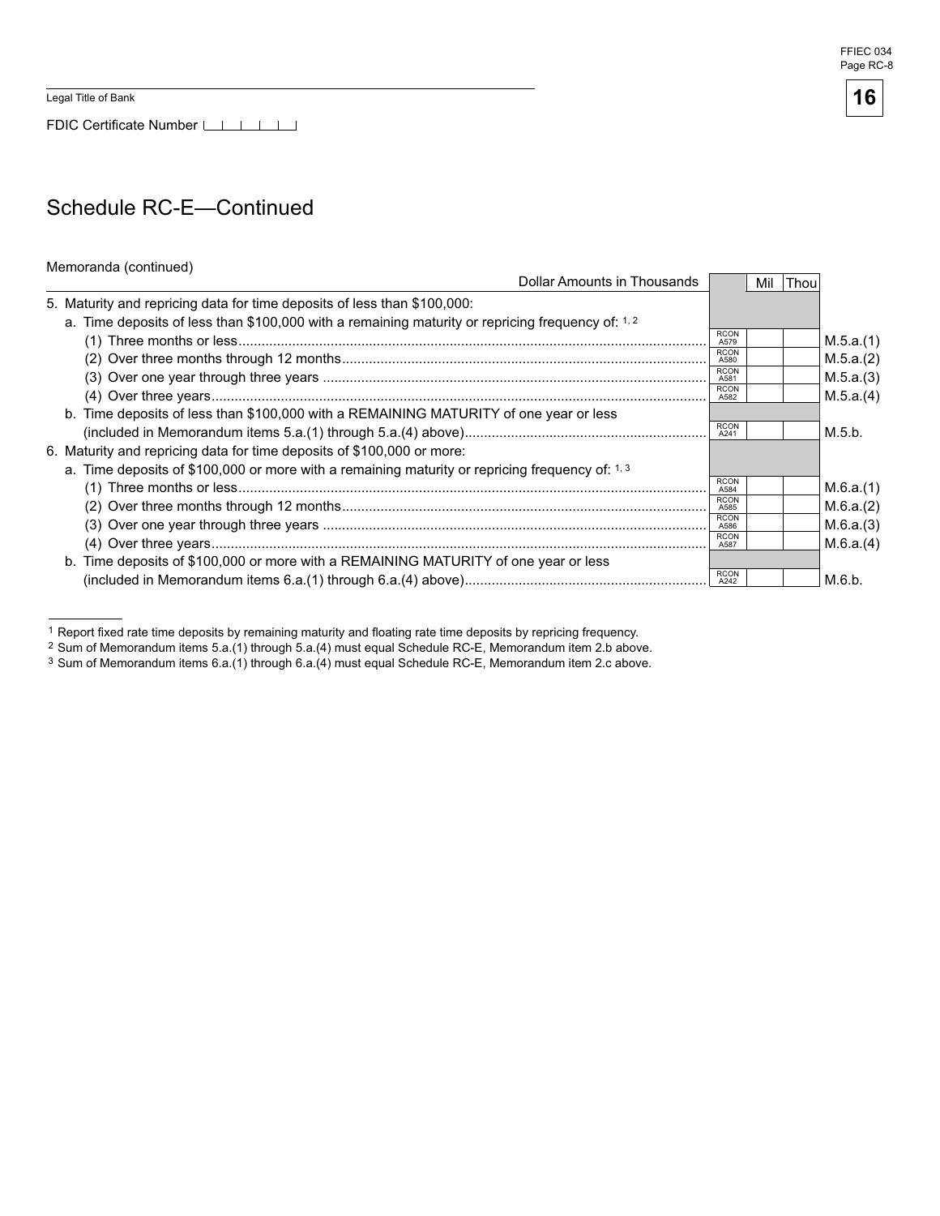Legal Title of Bank

FDIC Certificate Number

# Schedule RC-E—Continued

Memoranda (continued)

| Dollar Amounts in Thousands | | Mil Thou | |
|---|---|---|---|
| 5. Maturity and repricing data for time deposits of less than $100,000: | | | |
| a. Time deposits of less than $100,000 with a remaining maturity or repricing frequency of: [1, 2] | | | |
| (1) Three months or less | RCON A579 | | M.5.a.(1) |
| (2) Over three months through 12 months | RCON A580 | | M.5.a.(2) |
| (3) Over one year through three years | RCON A581 | | M.5.a.(3) |
| (4) Over three years | RCON A582 | | M.5.a.(4) |
| b. Time deposits of less than $100,000 with a REMAINING MATURITY of one year or less (included in Memorandum items 5.a.(1) through 5.a.(4) above) | RCON A241 | | M.5.b. |
| 6. Maturity and repricing data for time deposits of $100,000 or more: | | | |
| a. Time deposits of $100,000 or more with a remaining maturity or repricing frequency of: [1, 3] | | | |
| (1) Three months or less | RCON A584 | | M.6.a.(1) |
| (2) Over three months through 12 months | RCON A585 | | M.6.a.(2) |
| (3) Over one year through three years | RCON A586 | | M.6.a.(3) |
| (4) Over three years | RCON A587 | | M.6.a.(4) |
| b. Time deposits of $100,000 or more with a REMAINING MATURITY of one year or less (included in Memorandum items 6.a.(1) through 6.a.(4) above) | RCON A242 | | M.6.b. |

[1] Report fixed rate time deposits by remaining maturity and floating rate time deposits by repricing frequency.
[2] Sum of Memorandum items 5.a.(1) through 5.a.(4) must equal Schedule RC-E, Memorandum item 2.b above.
[3] Sum of Memorandum items 6.a.(1) through 6.a.(4) must equal Schedule RC-E, Memorandum item 2.c above.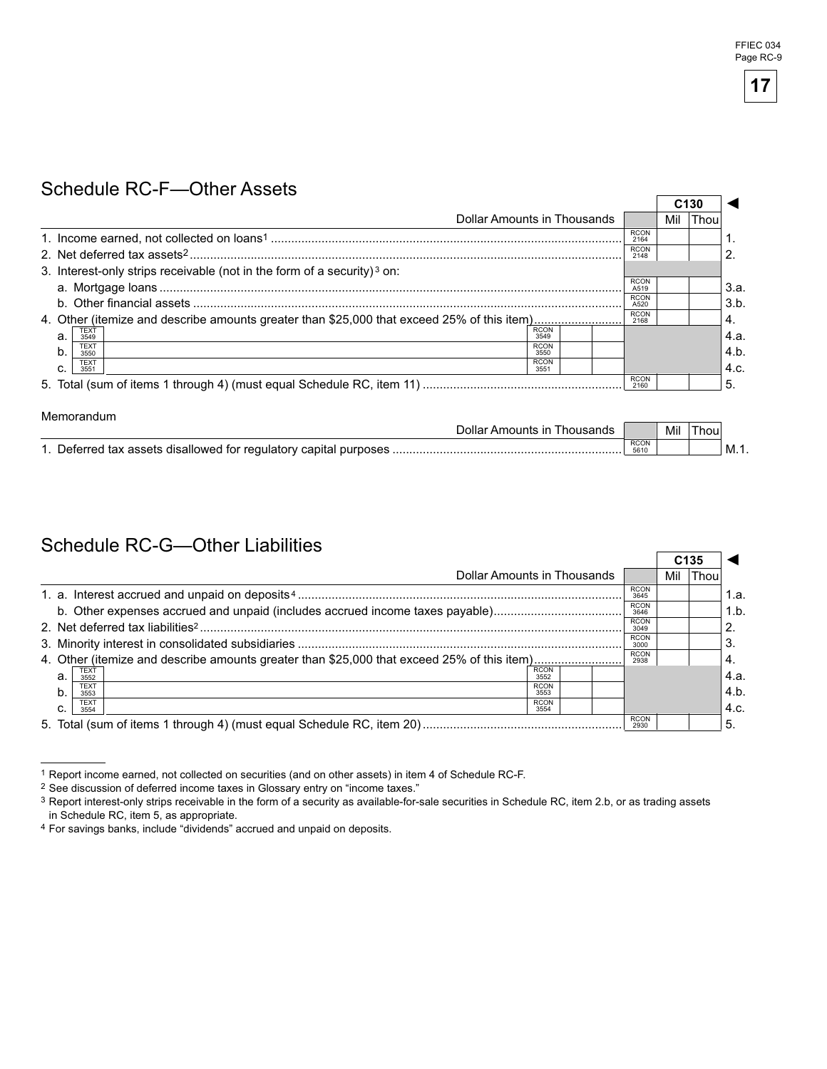FFIEC 034
Page RC-9

## Schedule RC-F—Other Assets

| Dollar Amounts in Thousands | | | | C130 Mil | Thou | |
|---|---|---|---|---|---|---|
| 1. Income earned, not collected on loans[1] | | | RCON 2164 | | | 1. |
| 2. Net deferred tax assets[2] | | | RCON 2148 | | | 2. |
| 3. Interest-only strips receivable (not in the form of a security)[3] on: | | | | | | |
| a. Mortgage loans | | | RCON A519 | | | 3.a. |
| b. Other financial assets | | | RCON A520 | | | 3.b. |
| 4. Other (itemize and describe amounts greater than $25,000 that exceed 25% of this item) | | | RCON 2168 | | | 4. |
| a. TEXT 3549 | RCON 3549 | | | | | 4.a. |
| b. TEXT 3550 | RCON 3550 | | | | | 4.b. |
| c. TEXT 3551 | RCON 3551 | | | | | 4.c. |
| 5. Total (sum of items 1 through 4) (must equal Schedule RC, item 11) | | | RCON 2160 | | | 5. |

### Memorandum

| Dollar Amounts in Thousands | | Mil | Thou | |
|---|---|---|---|---|
| 1. Deferred tax assets disallowed for regulatory capital purposes | RCON 5610 | | | M.1. |

## Schedule RC-G—Other Liabilities

| Dollar Amounts in Thousands | | | | C135 Mil | Thou | |
|---|---|---|---|---|---|---|
| 1. a. Interest accrued and unpaid on deposits[4] | | | RCON 3645 | | | 1.a. |
| b. Other expenses accrued and unpaid (includes accrued income taxes payable) | | | RCON 3646 | | | 1.b. |
| 2. Net deferred tax liabilities[2] | | | RCON 3049 | | | 2. |
| 3. Minority interest in consolidated subsidiaries | | | RCON 3000 | | | 3. |
| 4. Other (itemize and describe amounts greater than $25,000 that exceed 25% of this item) | | | RCON 2938 | | | 4. |
| a. TEXT 3552 | RCON 3552 | | | | | 4.a. |
| b. TEXT 3553 | RCON 3553 | | | | | 4.b. |
| c. TEXT 3554 | RCON 3554 | | | | | 4.c. |
| 5. Total (sum of items 1 through 4) (must equal Schedule RC, item 20) | | | RCON 2930 | | | 5. |

[1] Report income earned, not collected on securities (and on other assets) in item 4 of Schedule RC-F.

[2] See discussion of deferred income taxes in Glossary entry on "income taxes."

[3] Report interest-only strips receivable in the form of a security as available-for-sale securities in Schedule RC, item 2.b, or as trading assets in Schedule RC, item 5, as appropriate.

[4] For savings banks, include "dividends" accrued and unpaid on deposits.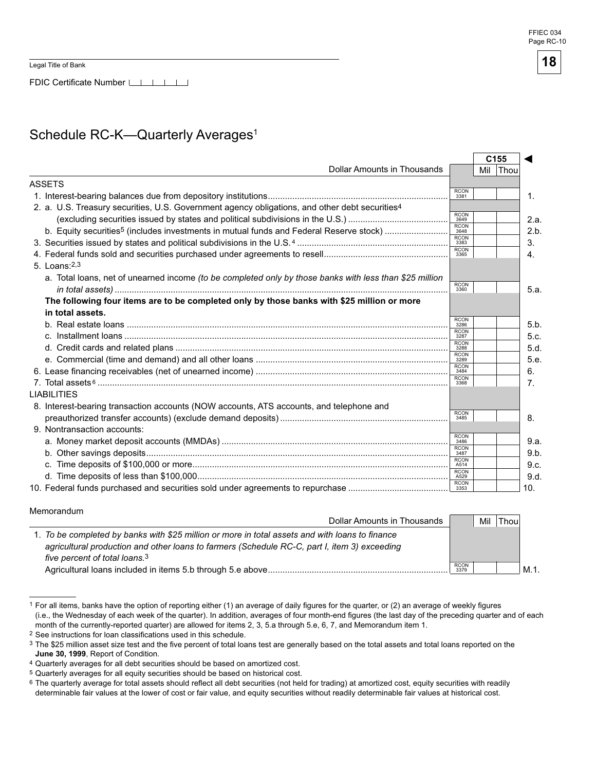Legal Title of Bank

FDIC Certificate Number

# Schedule RC-K—Quarterly Averages[1]

| Dollar Amounts in Thousands | | C155 Mil Thou | |
|---|---|---|---|
| **ASSETS** | | | |
| 1. Interest-bearing balances due from depository institutions | RCON 3381 | | 1. |
| 2. a. U.S. Treasury securities, U.S. Government agency obligations, and other debt securities[4] (excluding securities issued by states and political subdivisions in the U.S.) | RCON 3649 | | 2.a. |
| b. Equity securities[5] (includes investments in mutual funds and Federal Reserve stock) | RCON 3648 | | 2.b. |
| 3. Securities issued by states and political subdivisions in the U.S.[4] | RCON 3383 | | 3. |
| 4. Federal funds sold and securities purchased under agreements to resell | RCON 3365 | | 4. |
| 5. Loans:[2,3] | | | |
| a. Total loans, net of unearned income *(to be completed only by those banks with less than $25 million in total assets)* | RCON 3360 | | 5.a. |
| **The following four items are to be completed only by those banks with $25 million or more in total assets.** | | | |
| b. Real estate loans | RCON 3286 | | 5.b. |
| c. Installment loans | RCON 3287 | | 5.c. |
| d. Credit cards and related plans | RCON 3288 | | 5.d. |
| e. Commercial (time and demand) and all other loans | RCON 3289 | | 5.e. |
| 6. Lease financing receivables (net of unearned income) | RCON 3484 | | 6. |
| 7. Total assets[6] | RCON 3368 | | 7. |
| **LIABILITIES** | | | |
| 8. Interest-bearing transaction accounts (NOW accounts, ATS accounts, and telephone and preauthorized transfer accounts) (exclude demand deposits) | RCON 3485 | | 8. |
| 9. Nontransaction accounts: | | | |
| a. Money market deposit accounts (MMDAs) | RCON 3486 | | 9.a. |
| b. Other savings deposits | RCON 3487 | | 9.b. |
| c. Time deposits of $100,000 or more | RCON A514 | | 9.c. |
| d. Time deposits of less than $100,000 | RCON A529 | | 9.d. |
| 10. Federal funds purchased and securities sold under agreements to repurchase | RCON 3353 | | 10. |

Memorandum

| Dollar Amounts in Thousands | | Mil Thou | |
|---|---|---|---|
| 1. *To be completed by banks with $25 million or more in total assets and with loans to finance agricultural production and other loans to farmers (Schedule RC-C, part I, item 3) exceeding five percent of total loans.*[3] Agricultural loans included in items 5.b through 5.e above | RCON 3379 | | M.1. |

[1] For all items, banks have the option of reporting either (1) an average of daily figures for the quarter, or (2) an average of weekly figures (i.e., the Wednesday of each week of the quarter). In addition, averages of four month-end figures (the last day of the preceding quarter and of each month of the currently-reported quarter) are allowed for items 2, 3, 5.a through 5.e, 6, 7, and Memorandum item 1.

[2] See instructions for loan classifications used in this schedule.

[3] The $25 million asset size test and the five percent of total loans test are generally based on the total assets and total loans reported on the **June 30, 1999**, Report of Condition.

[4] Quarterly averages for all debt securities should be based on amortized cost.

[5] Quarterly averages for all equity securities should be based on historical cost.

[6] The quarterly average for total assets should reflect all debt securities (not held for trading) at amortized cost, equity securities with readily determinable fair values at the lower of cost or fair value, and equity securities without readily determinable fair values at historical cost.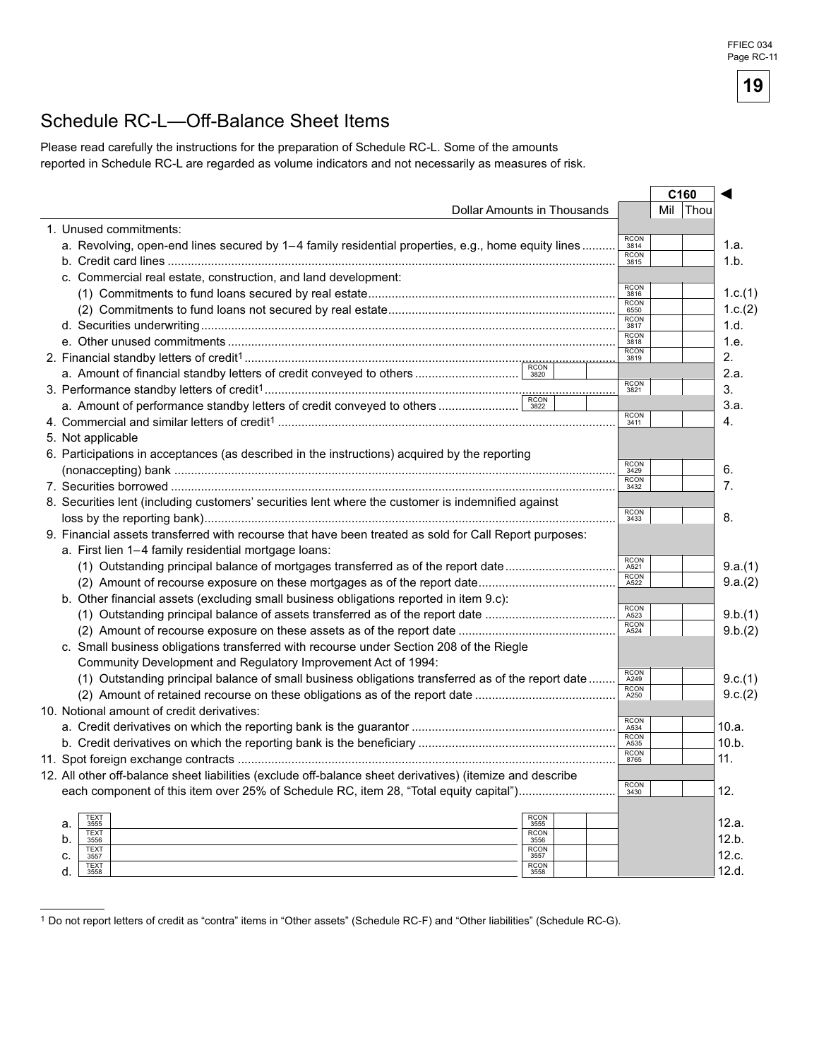# Schedule RC-L—Off-Balance Sheet Items

Please read carefully the instructions for the preparation of Schedule RC-L. Some of the amounts reported in Schedule RC-L are regarded as volume indicators and not necessarily as measures of risk.

| Dollar Amounts in Thousands | | | | | C160 Mil Thou | |
|---|---|---|---|---|---|---|
| 1. Unused commitments: | | | | | | |
| a. Revolving, open-end lines secured by 1–4 family residential properties, e.g., home equity lines | | | | RCON 3814 | | 1.a. |
| b. Credit card lines | | | | RCON 3815 | | 1.b. |
| c. Commercial real estate, construction, and land development: | | | | | | |
| (1) Commitments to fund loans secured by real estate | | | | RCON 3816 | | 1.c.(1) |
| (2) Commitments to fund loans not secured by real estate | | | | RCON 6550 | | 1.c.(2) |
| d. Securities underwriting | | | | RCON 3817 | | 1.d. |
| e. Other unused commitments | | | | RCON 3818 | | 1.e. |
| 2. Financial standby letters of credit[1] | | | | RCON 3819 | | 2. |
| a. Amount of financial standby letters of credit conveyed to others | | RCON 3820 | | | | 2.a. |
| 3. Performance standby letters of credit[1] | | | | RCON 3821 | | 3. |
| a. Amount of performance standby letters of credit conveyed to others | | RCON 3822 | | | | 3.a. |
| 4. Commercial and similar letters of credit[1] | | | | RCON 3411 | | 4. |
| 5. Not applicable | | | | | | |
| 6. Participations in acceptances (as described in the instructions) acquired by the reporting (nonaccepting) bank | | | | RCON 3429 | | 6. |
| 7. Securities borrowed | | | | RCON 3432 | | 7. |
| 8. Securities lent (including customers' securities lent where the customer is indemnified against loss by the reporting bank) | | | | RCON 3433 | | 8. |
| 9. Financial assets transferred with recourse that have been treated as sold for Call Report purposes: | | | | | | |
| a. First lien 1–4 family residential mortgage loans: | | | | | | |
| (1) Outstanding principal balance of mortgages transferred as of the report date | | | | RCON A521 | | 9.a.(1) |
| (2) Amount of recourse exposure on these mortgages as of the report date | | | | RCON A522 | | 9.a.(2) |
| b. Other financial assets (excluding small business obligations reported in item 9.c): | | | | | | |
| (1) Outstanding principal balance of assets transferred as of the report date | | | | RCON A523 | | 9.b.(1) |
| (2) Amount of recourse exposure on these assets as of the report date | | | | RCON A524 | | 9.b.(2) |
| c. Small business obligations transferred with recourse under Section 208 of the Riegle Community Development and Regulatory Improvement Act of 1994: | | | | | | |
| (1) Outstanding principal balance of small business obligations transferred as of the report date | | | | RCON A249 | | 9.c.(1) |
| (2) Amount of retained recourse on these obligations as of the report date | | | | RCON A250 | | 9.c.(2) |
| 10. Notional amount of credit derivatives: | | | | | | |
| a. Credit derivatives on which the reporting bank is the guarantor | | | | RCON A534 | | 10.a. |
| b. Credit derivatives on which the reporting bank is the beneficiary | | | | RCON A535 | | 10.b. |
| 11. Spot foreign exchange contracts | | | | RCON 8765 | | 11. |
| 12. All other off-balance sheet liabilities (exclude off-balance sheet derivatives) (itemize and describe each component of this item over 25% of Schedule RC, item 28, "Total equity capital") | | | | RCON 3430 | | 12. |
| a. | TEXT 3555 | RCON 3555 | | | | 12.a. |
| b. | TEXT 3556 | RCON 3556 | | | | 12.b. |
| c. | TEXT 3557 | RCON 3557 | | | | 12.c. |
| d. | TEXT 3558 | RCON 3558 | | | | 12.d. |

[1] Do not report letters of credit as "contra" items in "Other assets" (Schedule RC-F) and "Other liabilities" (Schedule RC-G).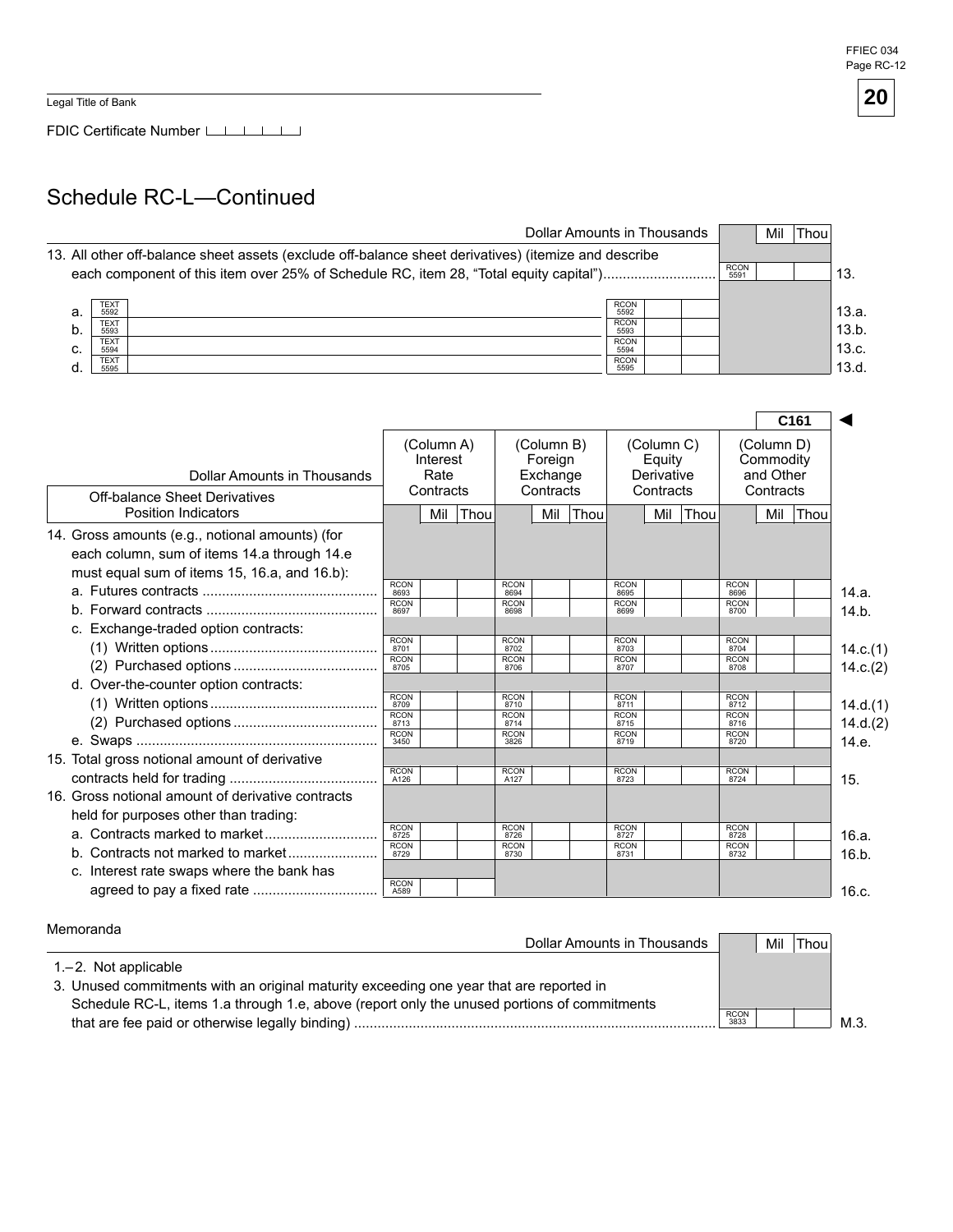Legal Title of Bank

FDIC Certificate Number

## Schedule RC-L—Continued

| Dollar Amounts in Thousands | | Mil Thou | |
|---|---|---|---|
| 13. All other off-balance sheet assets (exclude off-balance sheet derivatives) (itemize and describe each component of this item over 25% of Schedule RC, item 28, "Total equity capital") | RCON 5591 | | 13. |
| a. TEXT 5592 | RCON 5592 | | 13.a. |
| b. TEXT 5593 | RCON 5593 | | 13.b. |
| c. TEXT 5594 | RCON 5594 | | 13.c. |
| d. TEXT 5595 | RCON 5595 | | 13.d. |

C161 ◄

| Dollar Amounts in Thousands<br>Off-balance Sheet Derivatives Position Indicators | (Column A) Interest Rate Contracts<br>Mil Thou | (Column B) Foreign Exchange Contracts<br>Mil Thou | (Column C) Equity Derivative Contracts<br>Mil Thou | (Column D) Commodity and Other Contracts<br>Mil Thou | |
|---|---|---|---|---|---|
| 14. Gross amounts (e.g., notional amounts) (for each column, sum of items 14.a through 14.e must equal sum of items 15, 16.a, and 16.b): | | | | | |
| a. Futures contracts | RCON 8693 | RCON 8694 | RCON 8695 | RCON 8696 | 14.a. |
| b. Forward contracts | RCON 8697 | RCON 8698 | RCON 8699 | RCON 8700 | 14.b. |
| c. Exchange-traded option contracts: | | | | | |
| (1) Written options | RCON 8701 | RCON 8702 | RCON 8703 | RCON 8704 | 14.c.(1) |
| (2) Purchased options | RCON 8705 | RCON 8706 | RCON 8707 | RCON 8708 | 14.c.(2) |
| d. Over-the-counter option contracts: | | | | | |
| (1) Written options | RCON 8709 | RCON 8710 | RCON 8711 | RCON 8712 | 14.d.(1) |
| (2) Purchased options | RCON 8713 | RCON 8714 | RCON 8715 | RCON 8716 | 14.d.(2) |
| e. Swaps | RCON 3450 | RCON 3826 | RCON 8719 | RCON 8720 | 14.e. |
| 15. Total gross notional amount of derivative contracts held for trading | RCON A126 | RCON A127 | RCON 8723 | RCON 8724 | 15. |
| 16. Gross notional amount of derivative contracts held for purposes other than trading: | | | | | |
| a. Contracts marked to market | RCON 8725 | RCON 8726 | RCON 8727 | RCON 8728 | 16.a. |
| b. Contracts not marked to market | RCON 8729 | RCON 8730 | RCON 8731 | RCON 8732 | 16.b. |
| c. Interest rate swaps where the bank has agreed to pay a fixed rate | RCON A589 | | | | 16.c. |

### Memoranda

| Dollar Amounts in Thousands | | Mil Thou | |
|---|---|---|---|
| 1.–2. Not applicable | | | |
| 3. Unused commitments with an original maturity exceeding one year that are reported in Schedule RC-L, items 1.a through 1.e, above (report only the unused portions of commitments that are fee paid or otherwise legally binding) | RCON 3833 | | M.3. |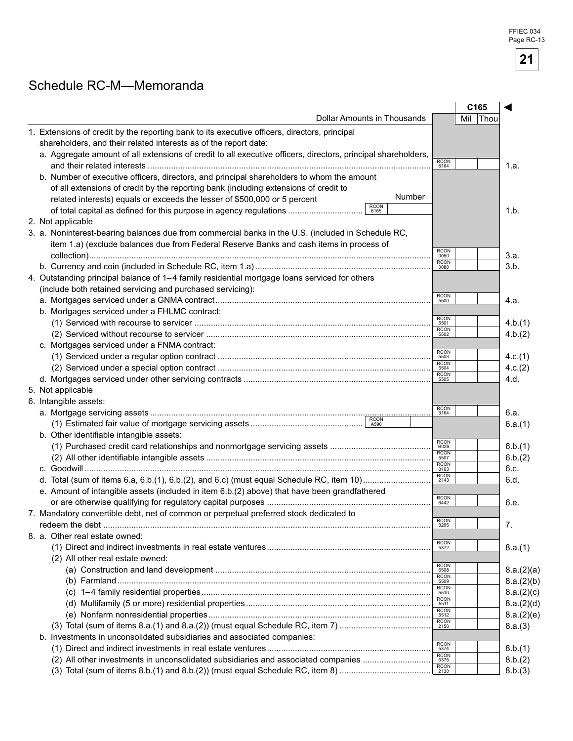# Schedule RC-M—Memoranda

| Dollar Amounts in Thousands | | C165 Mil Thou | |
|---|---|---|---|
| 1. Extensions of credit by the reporting bank to its executive officers, directors, principal shareholders, and their related interests as of the report date: | | | |
| a. Aggregate amount of all extensions of credit to all executive officers, directors, principal shareholders, and their related interests | RCON 6164 | | 1.a. |
| b. Number of executive officers, directors, and principal shareholders to whom the amount of all extensions of credit by the reporting bank (including extensions of credit to related interests) equals or exceeds the lesser of $500,000 or 5 percent of total capital as defined for this purpose in agency regulations (Number: RCON 6165) | | | 1.b. |
| 2. Not applicable | | | |
| 3. a. Noninterest-bearing balances due from commercial banks in the U.S. (included in Schedule RC, item 1.a) (exclude balances due from Federal Reserve Banks and cash items in process of collection) | RCON 0050 | | 3.a. |
| b. Currency and coin (included in Schedule RC, item 1.a) | RCON 0080 | | 3.b. |
| 4. Outstanding principal balance of 1–4 family residential mortgage loans serviced for others (include both retained servicing and purchased servicing): | | | |
| a. Mortgages serviced under a GNMA contract | RCON 5500 | | 4.a. |
| b. Mortgages serviced under a FHLMC contract: | | | |
| (1) Serviced with recourse to servicer | RCON 5501 | | 4.b.(1) |
| (2) Serviced without recourse to servicer | RCON 5502 | | 4.b.(2) |
| c. Mortgages serviced under a FNMA contract: | | | |
| (1) Serviced under a regular option contract | RCON 5503 | | 4.c.(1) |
| (2) Serviced under a special option contract | RCON 5504 | | 4.c.(2) |
| d. Mortgages serviced under other servicing contracts | RCON 5505 | | 4.d. |
| 5. Not applicable | | | |
| 6. Intangible assets: | | | |
| a. Mortgage servicing assets | RCON 3164 | | 6.a. |
| (1) Estimated fair value of mortgage servicing assets (RCON A590) | | | 6.a.(1) |
| b. Other identifiable intangible assets: | | | |
| (1) Purchased credit card relationships and nonmortgage servicing assets | RCON B026 | | 6.b.(1) |
| (2) All other identifiable intangible assets | RCON 5507 | | 6.b.(2) |
| c. Goodwill | RCON 3163 | | 6.c. |
| d. Total (sum of items 6.a, 6.b.(1), 6.b.(2), and 6.c) (must equal Schedule RC, item 10) | RCON 2143 | | 6.d. |
| e. Amount of intangible assets (included in item 6.b.(2) above) that have been grandfathered or are otherwise qualifying for regulatory capital purposes | RCON 6442 | | 6.e. |
| 7. Mandatory convertible debt, net of common or perpetual preferred stock dedicated to redeem the debt | RCON 3295 | | 7. |
| 8. a. Other real estate owned: | | | |
| (1) Direct and indirect investments in real estate ventures | RCON 5372 | | 8.a.(1) |
| (2) All other real estate owned: | | | |
| (a) Construction and land development | RCON 5508 | | 8.a.(2)(a) |
| (b) Farmland | RCON 5509 | | 8.a.(2)(b) |
| (c) 1–4 family residential properties | RCON 5510 | | 8.a.(2)(c) |
| (d) Multifamily (5 or more) residential properties | RCON 5511 | | 8.a.(2)(d) |
| (e) Nonfarm nonresidential properties | RCON 5512 | | 8.a.(2)(e) |
| (3) Total (sum of items 8.a.(1) and 8.a.(2)) (must equal Schedule RC, item 7) | RCON 2150 | | 8.a.(3) |
| b. Investments in unconsolidated subsidiaries and associated companies: | | | |
| (1) Direct and indirect investments in real estate ventures | RCON 5374 | | 8.b.(1) |
| (2) All other investments in unconsolidated subsidiaries and associated companies | RCON 5375 | | 8.b.(2) |
| (3) Total (sum of items 8.b.(1) and 8.b.(2)) (must equal Schedule RC, item 8) | RCON 2130 | | 8.b.(3) |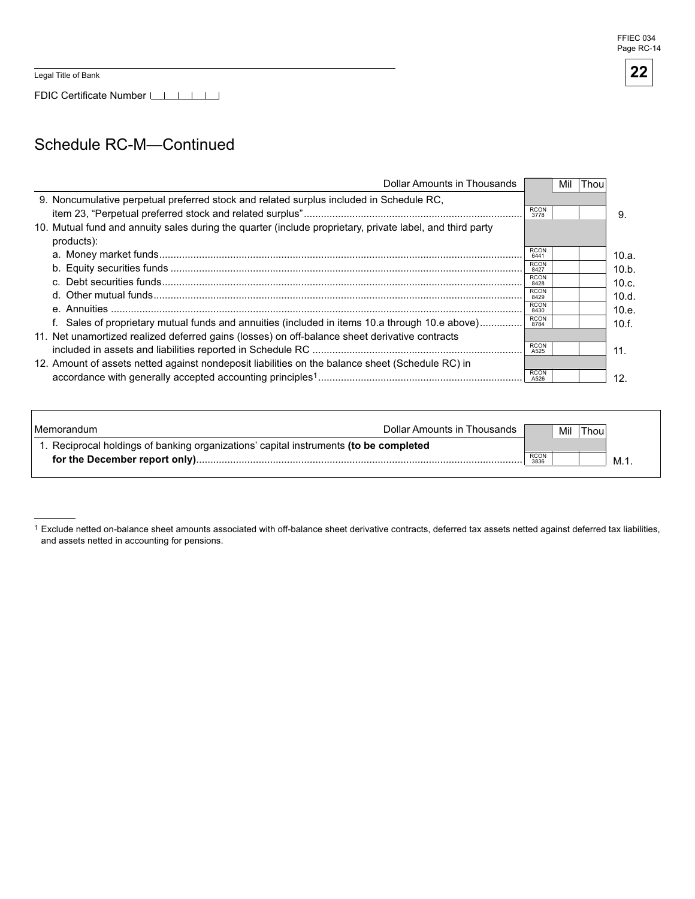Legal Title of Bank

FDIC Certificate Number

## Schedule RC-M—Continued

| Dollar Amounts in Thousands | | Mil | Thou | |
|---|---|---|---|---|
| 9. Noncumulative perpetual preferred stock and related surplus included in Schedule RC, item 23, "Perpetual preferred stock and related surplus" | RCON 3778 | | | 9. |
| 10. Mutual fund and annuity sales during the quarter (include proprietary, private label, and third party products): | | | | |
| a. Money market funds | RCON 6441 | | | 10.a. |
| b. Equity securities funds | RCON 8427 | | | 10.b. |
| c. Debt securities funds | RCON 8428 | | | 10.c. |
| d. Other mutual funds | RCON 8429 | | | 10.d. |
| e. Annuities | RCON 8430 | | | 10.e. |
| f. Sales of proprietary mutual funds and annuities (included in items 10.a through 10.e above) | RCON 8784 | | | 10.f. |
| 11. Net unamortized realized deferred gains (losses) on off-balance sheet derivative contracts included in assets and liabilities reported in Schedule RC | RCON A525 | | | 11. |
| 12. Amount of assets netted against nondeposit liabilities on the balance sheet (Schedule RC) in accordance with generally accepted accounting principles[1] | RCON A526 | | | 12. |

| Memorandum — Dollar Amounts in Thousands | | Mil | Thou | |
|---|---|---|---|---|
| 1. Reciprocal holdings of banking organizations' capital instruments **(to be completed for the December report only)** | RCON 3836 | | | M.1. |

[1] Exclude netted on-balance sheet amounts associated with off-balance sheet derivative contracts, deferred tax assets netted against deferred tax liabilities, and assets netted in accounting for pensions.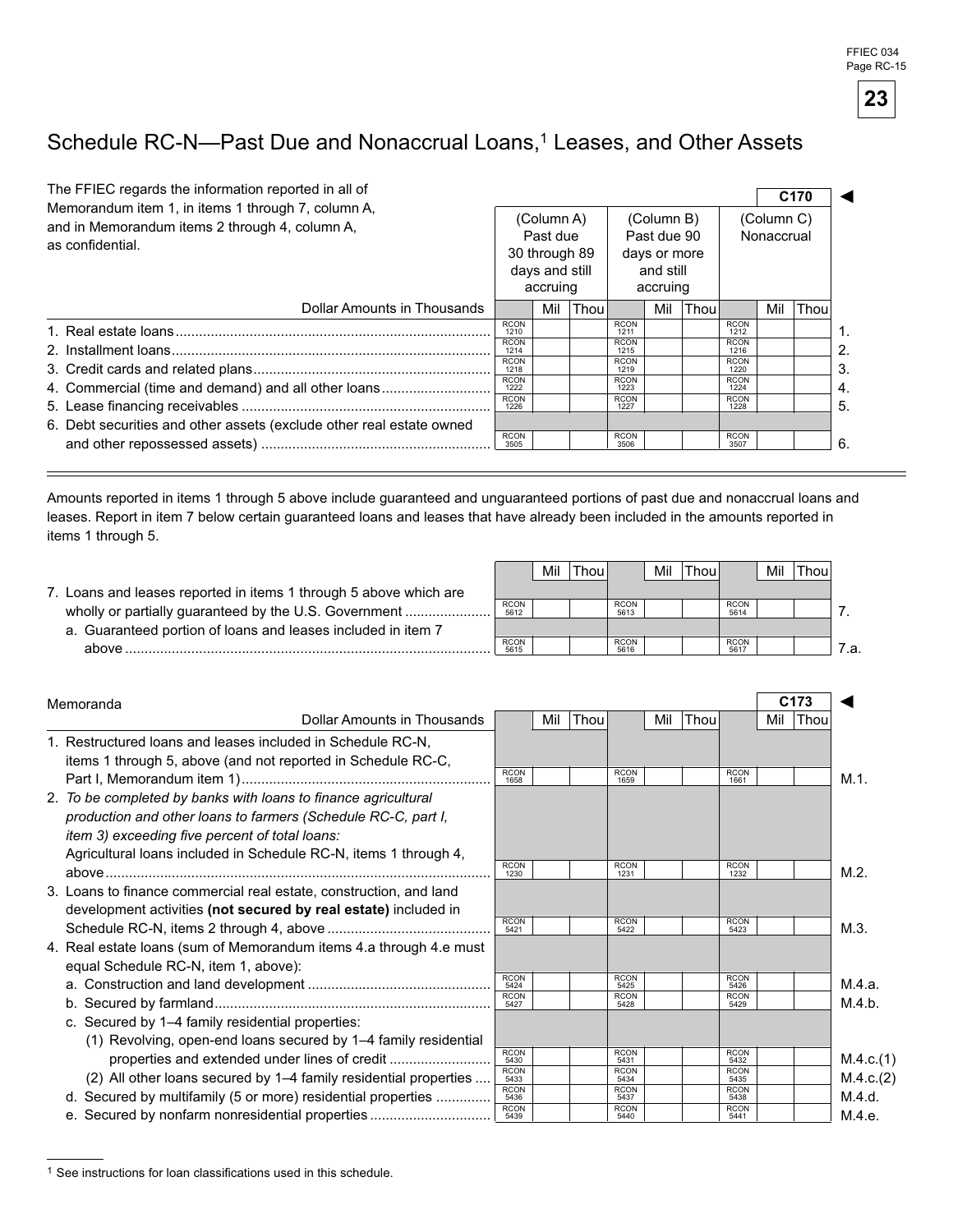# Schedule RC-N—Past Due and Nonaccrual Loans,[1] Leases, and Other Assets

The FFIEC regards the information reported in all of Memorandum item 1, in items 1 through 7, column A, and in Memorandum items 2 through 4, column A, as confidential.

C170 ◄

| Dollar Amounts in Thousands | (Column A) Past due 30 through 89 days and still accruing | | (Column B) Past due 90 days or more and still accruing | | (Column C) Nonaccrual | | |
|---|---|---|---|---|---|---|---|
| | | Mil Thou | | Mil Thou | | Mil Thou | |
| 1. Real estate loans | RCON 1210 | | RCON 1211 | | RCON 1212 | | 1. |
| 2. Installment loans | RCON 1214 | | RCON 1215 | | RCON 1216 | | 2. |
| 3. Credit cards and related plans | RCON 1218 | | RCON 1219 | | RCON 1220 | | 3. |
| 4. Commercial (time and demand) and all other loans | RCON 1222 | | RCON 1223 | | RCON 1224 | | 4. |
| 5. Lease financing receivables | RCON 1226 | | RCON 1227 | | RCON 1228 | | 5. |
| 6. Debt securities and other assets (exclude other real estate owned and other repossessed assets) | RCON 3505 | | RCON 3506 | | RCON 3507 | | 6. |

Amounts reported in items 1 through 5 above include guaranteed and unguaranteed portions of past due and nonaccrual loans and leases. Report in item 7 below certain guaranteed loans and leases that have already been included in the amounts reported in items 1 through 5.

| | | Mil Thou | | Mil Thou | | Mil Thou | |
|---|---|---|---|---|---|---|---|
| 7. Loans and leases reported in items 1 through 5 above which are wholly or partially guaranteed by the U.S. Government | RCON 5612 | | RCON 5613 | | RCON 5614 | | 7. |
| a. Guaranteed portion of loans and leases included in item 7 above | RCON 5615 | | RCON 5616 | | RCON 5617 | | 7.a. |

C173 ◄

| Memoranda<br>Dollar Amounts in Thousands | | Mil Thou | | Mil Thou | | Mil Thou | |
|---|---|---|---|---|---|---|---|
| 1. Restructured loans and leases included in Schedule RC-N, items 1 through 5, above (and not reported in Schedule RC-C, Part I, Memorandum item 1) | RCON 1658 | | RCON 1659 | | RCON 1661 | | M.1. |
| 2. *To be completed by banks with loans to finance agricultural production and other loans to farmers (Schedule RC-C, part I, item 3) exceeding five percent of total loans:* Agricultural loans included in Schedule RC-N, items 1 through 4, above | RCON 1230 | | RCON 1231 | | RCON 1232 | | M.2. |
| 3. Loans to finance commercial real estate, construction, and land development activities **(not secured by real estate)** included in Schedule RC-N, items 2 through 4, above | RCON 5421 | | RCON 5422 | | RCON 5423 | | M.3. |
| 4. Real estate loans (sum of Memorandum items 4.a through 4.e must equal Schedule RC-N, item 1, above): | | | | | | | |
| a. Construction and land development | RCON 5424 | | RCON 5425 | | RCON 5426 | | M.4.a. |
| b. Secured by farmland | RCON 5427 | | RCON 5428 | | RCON 5429 | | M.4.b. |
| c. Secured by 1–4 family residential properties: | | | | | | | |
| (1) Revolving, open-end loans secured by 1–4 family residential properties and extended under lines of credit | RCON 5430 | | RCON 5431 | | RCON 5432 | | M.4.c.(1) |
| (2) All other loans secured by 1–4 family residential properties | RCON 5433 | | RCON 5434 | | RCON 5435 | | M.4.c.(2) |
| d. Secured by multifamily (5 or more) residential properties | RCON 5436 | | RCON 5437 | | RCON 5438 | | M.4.d. |
| e. Secured by nonfarm nonresidential properties | RCON 5439 | | RCON 5440 | | RCON 5441 | | M.4.e. |

[1] See instructions for loan classifications used in this schedule.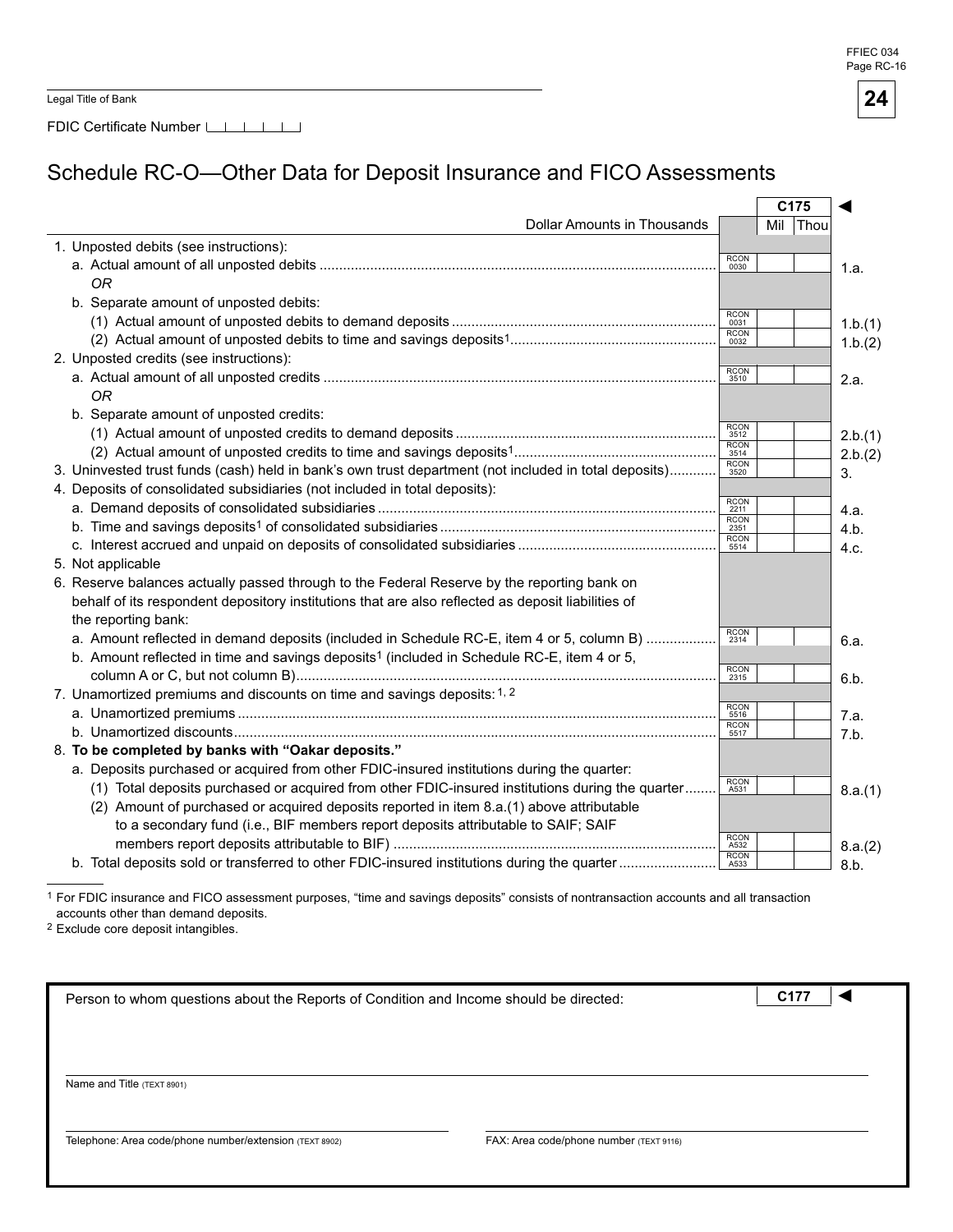FFIEC 034
Page RC-16

Legal Title of Bank

FDIC Certificate Number

# Schedule RC-O—Other Data for Deposit Insurance and FICO Assessments

| Dollar Amounts in Thousands | | C175 Mil Thou | |
|---|---|---|---|
| 1. Unposted debits (see instructions): | | | |
| a. Actual amount of all unposted debits | RCON 0030 | | 1.a. |
| *OR* | | | |
| b. Separate amount of unposted debits: | | | |
| (1) Actual amount of unposted debits to demand deposits | RCON 0031 | | 1.b.(1) |
| (2) Actual amount of unposted debits to time and savings deposits[1] | RCON 0032 | | 1.b.(2) |
| 2. Unposted credits (see instructions): | | | |
| a. Actual amount of all unposted credits | RCON 3510 | | 2.a. |
| *OR* | | | |
| b. Separate amount of unposted credits: | | | |
| (1) Actual amount of unposted credits to demand deposits | RCON 3512 | | 2.b.(1) |
| (2) Actual amount of unposted credits to time and savings deposits[1] | RCON 3514 | | 2.b.(2) |
| 3. Uninvested trust funds (cash) held in bank's own trust department (not included in total deposits) | RCON 3520 | | 3. |
| 4. Deposits of consolidated subsidiaries (not included in total deposits): | | | |
| a. Demand deposits of consolidated subsidiaries | RCON 2211 | | 4.a. |
| b. Time and savings deposits[1] of consolidated subsidiaries | RCON 2351 | | 4.b. |
| c. Interest accrued and unpaid on deposits of consolidated subsidiaries | RCON 5514 | | 4.c. |
| 5. Not applicable | | | |
| 6. Reserve balances actually passed through to the Federal Reserve by the reporting bank on behalf of its respondent depository institutions that are also reflected as deposit liabilities of the reporting bank: | | | |
| a. Amount reflected in demand deposits (included in Schedule RC-E, item 4 or 5, column B) | RCON 2314 | | 6.a. |
| b. Amount reflected in time and savings deposits[1] (included in Schedule RC-E, item 4 or 5, column A or C, but not column B) | RCON 2315 | | 6.b. |
| 7. Unamortized premiums and discounts on time and savings deposits:[1, 2] | | | |
| a. Unamortized premiums | RCON 5516 | | 7.a. |
| b. Unamortized discounts | RCON 5517 | | 7.b. |
| 8. **To be completed by banks with "Oakar deposits."** | | | |
| a. Deposits purchased or acquired from other FDIC-insured institutions during the quarter: | | | |
| (1) Total deposits purchased or acquired from other FDIC-insured institutions during the quarter | RCON A531 | | 8.a.(1) |
| (2) Amount of purchased or acquired deposits reported in item 8.a.(1) above attributable to a secondary fund (i.e., BIF members report deposits attributable to SAIF; SAIF members report deposits attributable to BIF) | RCON A532 | | 8.a.(2) |
| b. Total deposits sold or transferred to other FDIC-insured institutions during the quarter | RCON A533 | | 8.b. |

[1] For FDIC insurance and FICO assessment purposes, "time and savings deposits" consists of nontransaction accounts and all transaction accounts other than demand deposits.
[2] Exclude core deposit intangibles.

Person to whom questions about the Reports of Condition and Income should be directed: C177

Name and Title (TEXT 8901)

Telephone: Area code/phone number/extension (TEXT 8902)

FAX: Area code/phone number (TEXT 9116)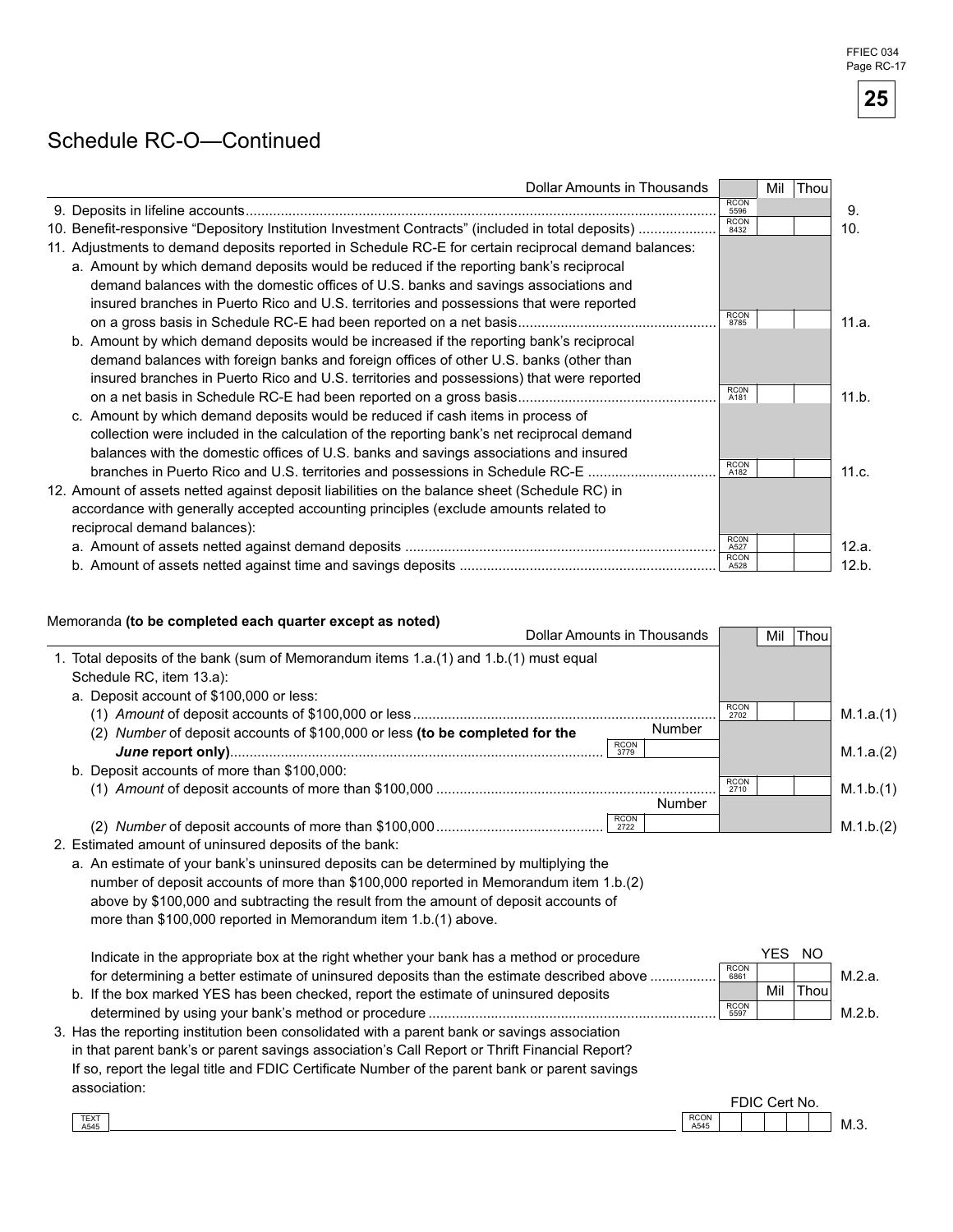# Schedule RC-O—Continued

| | Dollar Amounts in Thousands | Mil | Thou | |
|---|---|---|---|---|
| 9. Deposits in lifeline accounts | RCON 5596 | | | 9. |
| 10. Benefit-responsive "Depository Institution Investment Contracts" (included in total deposits) | RCON 8432 | | | 10. |
| 11. Adjustments to demand deposits reported in Schedule RC-E for certain reciprocal demand balances: | | | | |
| a. Amount by which demand deposits would be reduced if the reporting bank's reciprocal demand balances with the domestic offices of U.S. banks and savings associations and insured branches in Puerto Rico and U.S. territories and possessions that were reported on a gross basis in Schedule RC-E had been reported on a net basis | RCON 8785 | | | 11.a. |
| b. Amount by which demand deposits would be increased if the reporting bank's reciprocal demand balances with foreign banks and foreign offices of other U.S. banks (other than insured branches in Puerto Rico and U.S. territories and possessions) that were reported on a net basis in Schedule RC-E had been reported on a gross basis | RCON A181 | | | 11.b. |
| c. Amount by which demand deposits would be reduced if cash items in process of collection were included in the calculation of the reporting bank's net reciprocal demand balances with the domestic offices of U.S. banks and savings associations and insured branches in Puerto Rico and U.S. territories and possessions in Schedule RC-E | RCON A182 | | | 11.c. |
| 12. Amount of assets netted against deposit liabilities on the balance sheet (Schedule RC) in accordance with generally accepted accounting principles (exclude amounts related to reciprocal demand balances): | | | | |
| a. Amount of assets netted against demand deposits | RCON A527 | | | 12.a. |
| b. Amount of assets netted against time and savings deposits | RCON A528 | | | 12.b. |

## Memoranda **(to be completed each quarter except as noted)**

| | Dollar Amounts in Thousands | Mil | Thou | |
|---|---|---|---|---|
| 1. Total deposits of the bank (sum of Memorandum items 1.a.(1) and 1.b.(1) must equal Schedule RC, item 13.a): | | | | |
| a. Deposit account of $100,000 or less: | | | | |
| (1) *Amount* of deposit accounts of $100,000 or less | RCON 2702 | | | M.1.a.(1) |
| (2) *Number* of deposit accounts of $100,000 or less **(to be completed for the *June* report only)** | RCON 3779 — Number: | | | M.1.a.(2) |
| b. Deposit accounts of more than $100,000: | | | | |
| (1) *Amount* of deposit accounts of more than $100,000 | RCON 2710 | | | M.1.b.(1) |
| (2) *Number* of deposit accounts of more than $100,000 | RCON 2722 — Number: | | | M.1.b.(2) |

2. Estimated amount of uninsured deposits of the bank:

a. An estimate of your bank's uninsured deposits can be determined by multiplying the number of deposit accounts of more than $100,000 reported in Memorandum item 1.b.(2) above by $100,000 and subtracting the result from the amount of deposit accounts of more than $100,000 reported in Memorandum item 1.b.(1) above.

| | | YES | NO | |
|---|---|---|---|---|
| Indicate in the appropriate box at the right whether your bank has a method or procedure for determining a better estimate of uninsured deposits than the estimate described above | RCON 6861 | | | M.2.a. |
| | | **Mil** | **Thou** | |
| b. If the box marked YES has been checked, report the estimate of uninsured deposits determined by using your bank's method or procedure | RCON 5597 | | | M.2.b. |

3. Has the reporting institution been consolidated with a parent bank or savings association in that parent bank's or parent savings association's Call Report or Thrift Financial Report? If so, report the legal title and FDIC Certificate Number of the parent bank or parent savings association:

| TEXT A545 | RCON A545 FDIC Cert No. | |
|---|---|---|
| | | M.3. |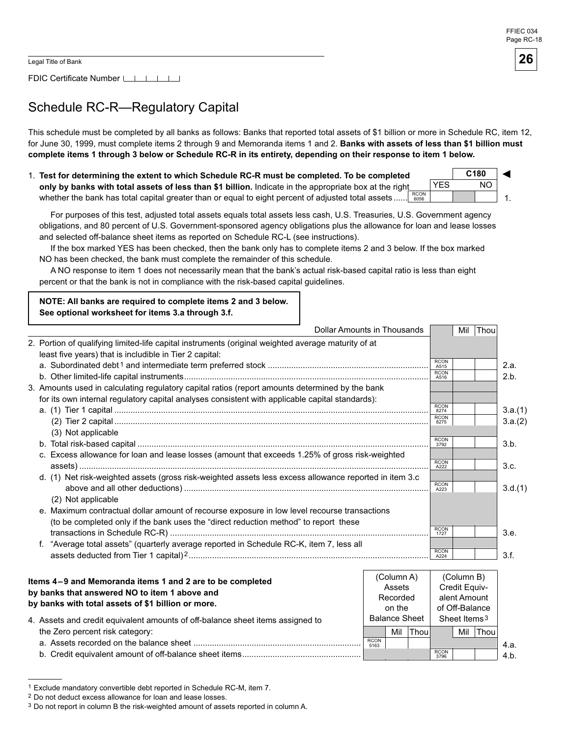Legal Title of Bank

FDIC Certificate Number

# Schedule RC-R—Regulatory Capital

This schedule must be completed by all banks as follows: Banks that reported total assets of $1 billion or more in Schedule RC, item 12, for June 30, 1999, must complete items 2 through 9 and Memoranda items 1 and 2. **Banks with assets of less than $1 billion must complete items 1 through 3 below or Schedule RC-R in its entirety, depending on their response to item 1 below.**

| | | C180 YES | C180 NO | |
|---|---|---|---|---|
| 1. **Test for determining the extent to which Schedule RC-R must be completed. To be completed only by banks with total assets of less than $1 billion.** Indicate in the appropriate box at the right whether the bank has total capital greater than or equal to eight percent of adjusted total assets | RCON 6056 | | | 1. |

For purposes of this test, adjusted total assets equals total assets less cash, U.S. Treasuries, U.S. Government agency obligations, and 80 percent of U.S. Government-sponsored agency obligations plus the allowance for loan and lease losses and selected off-balance sheet items as reported on Schedule RC-L (see instructions).

If the box marked YES has been checked, then the bank only has to complete items 2 and 3 below. If the box marked NO has been checked, the bank must complete the remainder of this schedule.

A NO response to item 1 does not necessarily mean that the bank's actual risk-based capital ratio is less than eight percent or that the bank is not in compliance with the risk-based capital guidelines.

**NOTE: All banks are required to complete items 2 and 3 below. See optional worksheet for items 3.a through 3.f.**

| Dollar Amounts in Thousands | | Mil | Thou | |
|---|---|---|---|---|
| 2. Portion of qualifying limited-life capital instruments (original weighted average maturity of at least five years) that is includible in Tier 2 capital: | | | | |
| a. Subordinated debt[1] and intermediate term preferred stock | RCON A515 | | | 2.a. |
| b. Other limited-life capital instruments | RCON A516 | | | 2.b. |
| 3. Amounts used in calculating regulatory capital ratios (report amounts determined by the bank for its own internal regulatory capital analyses consistent with applicable capital standards): | | | | |
| a. (1) Tier 1 capital | RCON 8274 | | | 3.a.(1) |
| (2) Tier 2 capital | RCON 8275 | | | 3.a.(2) |
| (3) Not applicable | | | | |
| b. Total risk-based capital | RCON 3792 | | | 3.b. |
| c. Excess allowance for loan and lease losses (amount that exceeds 1.25% of gross risk-weighted assets) | RCON A222 | | | 3.c. |
| d. (1) Net risk-weighted assets (gross risk-weighted assets less excess allowance reported in item 3.c above and all other deductions) | RCON A223 | | | 3.d.(1) |
| (2) Not applicable | | | | |
| e. Maximum contractual dollar amount of recourse exposure in low level recourse transactions (to be completed only if the bank uses the "direct reduction method" to report these transactions in Schedule RC-R) | RCON 1727 | | | 3.e. |
| f. "Average total assets" (quarterly average reported in Schedule RC-K, item 7, less all assets deducted from Tier 1 capital)[2] | RCON A224 | | | 3.f. |

**Items 4–9 and Memoranda items 1 and 2 are to be completed by banks that answered NO to item 1 above and by banks with total assets of $1 billion or more.**

| | (Column A) Assets Recorded on the Balance Sheet | | | (Column B) Credit Equivalent Amount of Off-Balance Sheet Items[3] | | | |
|---|---|---|---|---|---|---|---|
| | | Mil | Thou | | Mil | Thou | |
| 4. Assets and credit equivalent amounts of off-balance sheet items assigned to the Zero percent risk category: | | | | | | | |
| a. Assets recorded on the balance sheet | RCON 5163 | | | | | | 4.a. |
| b. Credit equivalent amount of off-balance sheet items | | | | RCON 3796 | | | 4.b. |

[1] Exclude mandatory convertible debt reported in Schedule RC-M, item 7.

[2] Do not deduct excess allowance for loan and lease losses.

[3] Do not report in column B the risk-weighted amount of assets reported in column A.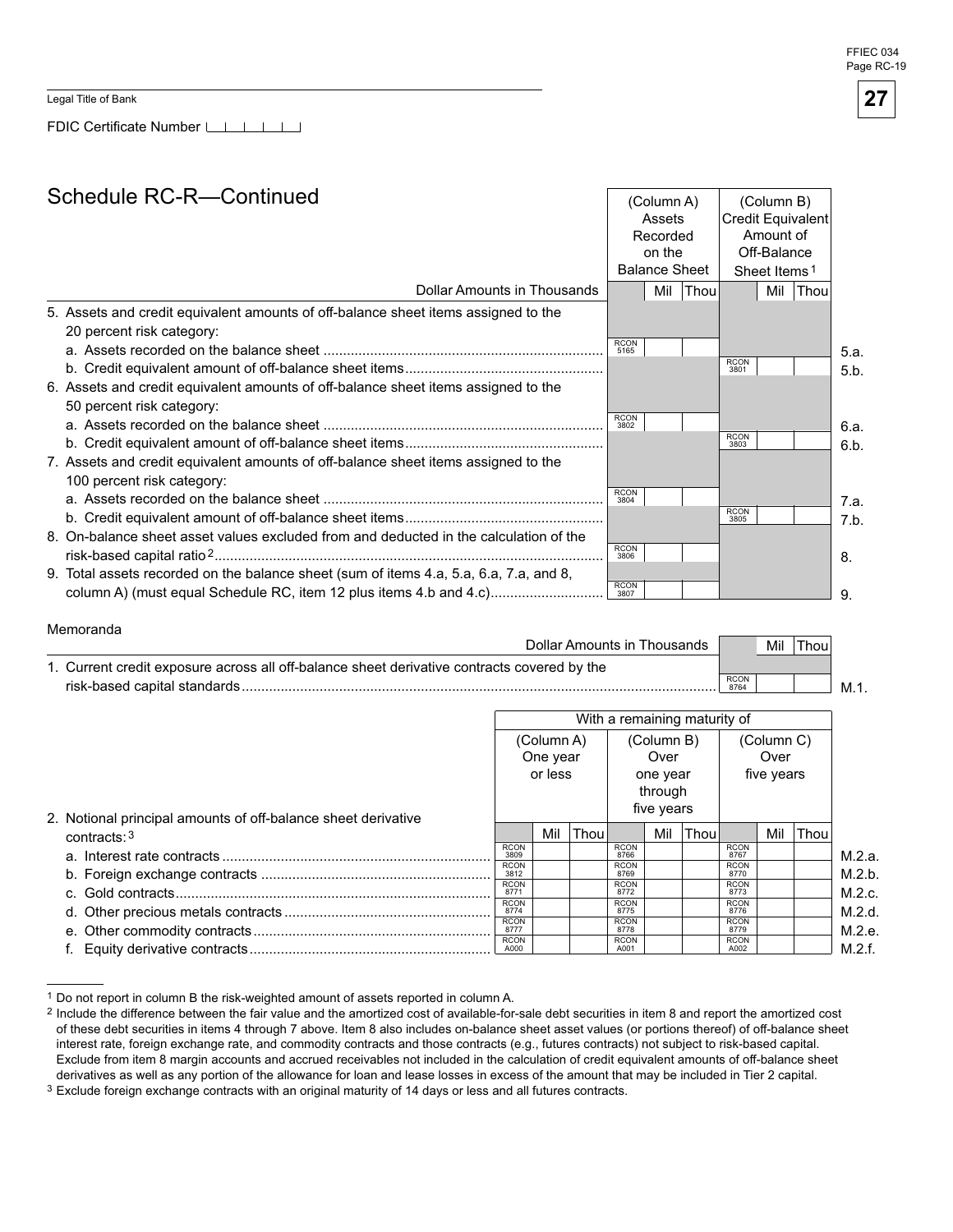Legal Title of Bank

FDIC Certificate Number

## Schedule RC-R—Continued

| Dollar Amounts in Thousands | (Column A) Assets Recorded on the Balance Sheet | (Column B) Credit Equivalent Amount of Off-Balance Sheet Items[1] | |
|---|---|---|---|
| 5. Assets and credit equivalent amounts of off-balance sheet items assigned to the 20 percent risk category: | | | |
| a. Assets recorded on the balance sheet | RCON 5165 | | 5.a. |
| b. Credit equivalent amount of off-balance sheet items | | RCON 3801 | 5.b. |
| 6. Assets and credit equivalent amounts of off-balance sheet items assigned to the 50 percent risk category: | | | |
| a. Assets recorded on the balance sheet | RCON 3802 | | 6.a. |
| b. Credit equivalent amount of off-balance sheet items | | RCON 3803 | 6.b. |
| 7. Assets and credit equivalent amounts of off-balance sheet items assigned to the 100 percent risk category: | | | |
| a. Assets recorded on the balance sheet | RCON 3804 | | 7.a. |
| b. Credit equivalent amount of off-balance sheet items | | RCON 3805 | 7.b. |
| 8. On-balance sheet asset values excluded from and deducted in the calculation of the risk-based capital ratio[2] | RCON 3806 | | 8. |
| 9. Total assets recorded on the balance sheet (sum of items 4.a, 5.a, 6.a, 7.a, and 8, column A) (must equal Schedule RC, item 12 plus items 4.b and 4.c) | RCON 3807 | | 9. |

Memoranda

| Dollar Amounts in Thousands | Mil Thou | |
|---|---|---|
| 1. Current credit exposure across all off-balance sheet derivative contracts covered by the risk-based capital standards | RCON 8764 | M.1. |

| 2. Notional principal amounts of off-balance sheet derivative contracts:[3] | With a remaining maturity of (Column A) One year or less | (Column B) Over one year through five years | (Column C) Over five years | |
|---|---|---|---|---|
| a. Interest rate contracts | RCON 3809 | RCON 8766 | RCON 8767 | M.2.a. |
| b. Foreign exchange contracts | RCON 3812 | RCON 8769 | RCON 8770 | M.2.b. |
| c. Gold contracts | RCON 8771 | RCON 8772 | RCON 8773 | M.2.c. |
| d. Other precious metals contracts | RCON 8774 | RCON 8775 | RCON 8776 | M.2.d. |
| e. Other commodity contracts | RCON 8777 | RCON 8778 | RCON 8779 | M.2.e. |
| f. Equity derivative contracts | RCON A000 | RCON A001 | RCON A002 | M.2.f. |

[1] Do not report in column B the risk-weighted amount of assets reported in column A.

[2] Include the difference between the fair value and the amortized cost of available-for-sale debt securities in item 8 and report the amortized cost of these debt securities in items 4 through 7 above. Item 8 also includes on-balance sheet asset values (or portions thereof) of off-balance sheet interest rate, foreign exchange rate, and commodity contracts and those contracts (e.g., futures contracts) not subject to risk-based capital. Exclude from item 8 margin accounts and accrued receivables not included in the calculation of credit equivalent amounts of off-balance sheet derivatives as well as any portion of the allowance for loan and lease losses in excess of the amount that may be included in Tier 2 capital.

[3] Exclude foreign exchange contracts with an original maturity of 14 days or less and all futures contracts.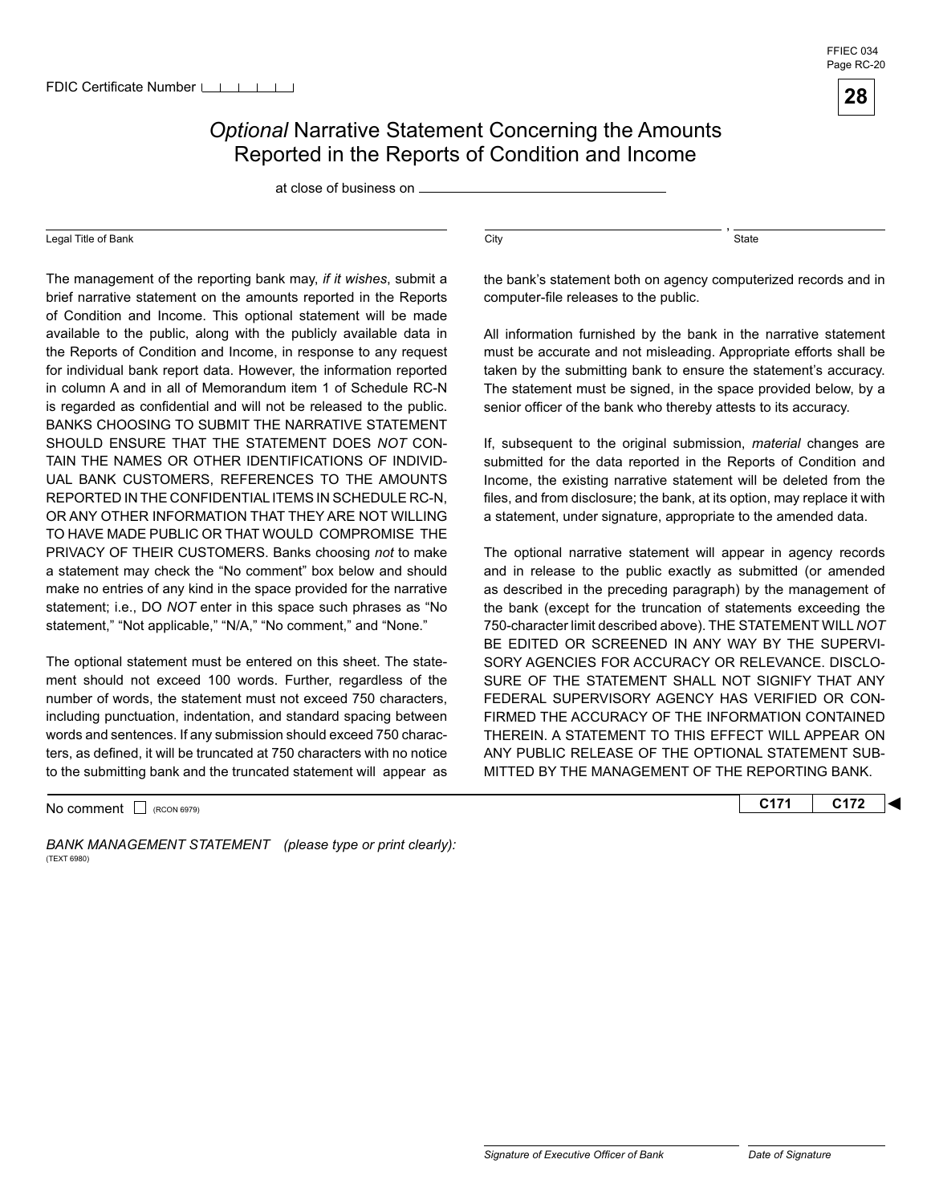FDIC Certificate Number

# *Optional* Narrative Statement Concerning the Amounts Reported in the Reports of Condition and Income

at close of business on ______________________

______________________ Legal Title of Bank

______________________, ______________ City, State

The management of the reporting bank may, *if it wishes*, submit a brief narrative statement on the amounts reported in the Reports of Condition and Income. This optional statement will be made available to the public, along with the publicly available data in the Reports of Condition and Income, in response to any request for individual bank report data. However, the information reported in column A and in all of Memorandum item 1 of Schedule RC-N is regarded as confidential and will not be released to the public. BANKS CHOOSING TO SUBMIT THE NARRATIVE STATEMENT SHOULD ENSURE THAT THE STATEMENT DOES *NOT* CONTAIN THE NAMES OR OTHER IDENTIFICATIONS OF INDIVIDUAL BANK CUSTOMERS, REFERENCES TO THE AMOUNTS REPORTED IN THE CONFIDENTIAL ITEMS IN SCHEDULE RC-N, OR ANY OTHER INFORMATION THAT THEY ARE NOT WILLING TO HAVE MADE PUBLIC OR THAT WOULD COMPROMISE THE PRIVACY OF THEIR CUSTOMERS. Banks choosing *not* to make a statement may check the "No comment" box below and should make no entries of any kind in the space provided for the narrative statement; i.e., DO *NOT* enter in this space such phrases as "No statement," "Not applicable," "N/A," "No comment," and "None."

The optional statement must be entered on this sheet. The statement should not exceed 100 words. Further, regardless of the number of words, the statement must not exceed 750 characters, including punctuation, indentation, and standard spacing between words and sentences. If any submission should exceed 750 characters, as defined, it will be truncated at 750 characters with no notice to the submitting bank and the truncated statement will appear as the bank's statement both on agency computerized records and in computer-file releases to the public.

All information furnished by the bank in the narrative statement must be accurate and not misleading. Appropriate efforts shall be taken by the submitting bank to ensure the statement's accuracy. The statement must be signed, in the space provided below, by a senior officer of the bank who thereby attests to its accuracy.

If, subsequent to the original submission, *material* changes are submitted for the data reported in the Reports of Condition and Income, the existing narrative statement will be deleted from the files, and from disclosure; the bank, at its option, may replace it with a statement, under signature, appropriate to the amended data.

The optional narrative statement will appear in agency records and in release to the public exactly as submitted (or amended as described in the preceding paragraph) by the management of the bank (except for the truncation of statements exceeding the 750-character limit described above). THE STATEMENT WILL *NOT* BE EDITED OR SCREENED IN ANY WAY BY THE SUPERVISORY AGENCIES FOR ACCURACY OR RELEVANCE. DISCLOSURE OF THE STATEMENT SHALL NOT SIGNIFY THAT ANY FEDERAL SUPERVISORY AGENCY HAS VERIFIED OR CONFIRMED THE ACCURACY OF THE INFORMATION CONTAINED THEREIN. A STATEMENT TO THIS EFFECT WILL APPEAR ON ANY PUBLIC RELEASE OF THE OPTIONAL STATEMENT SUBMITTED BY THE MANAGEMENT OF THE REPORTING BANK.

No comment ☐ (RCON 6979) | C171 | C172 | ◄

*BANK MANAGEMENT STATEMENT (please type or print clearly):*
(TEXT 6980)

______________________ *Signature of Executive Officer of Bank*

______________ *Date of Signature*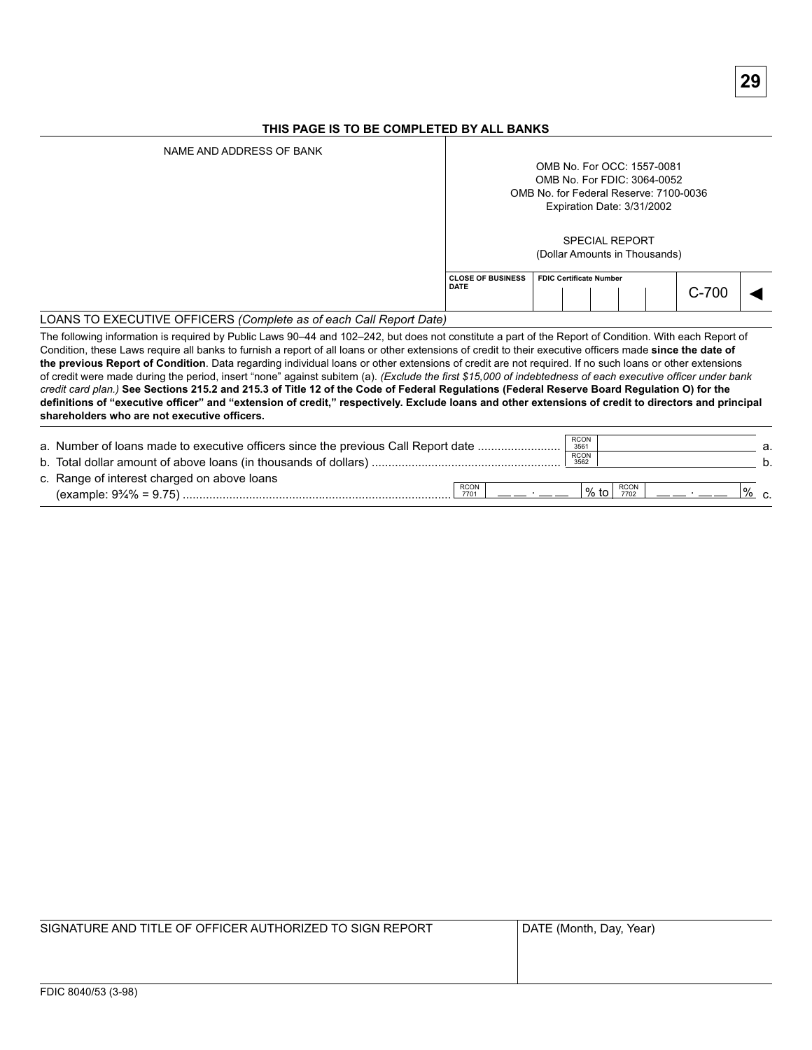**THIS PAGE IS TO BE COMPLETED BY ALL BANKS**

| NAME AND ADDRESS OF BANK | OMB No. For OCC: 1557-0081<br>OMB No. For FDIC: 3064-0052<br>OMB No. for Federal Reserve: 7100-0036<br>Expiration Date: 3/31/2002<br><br>SPECIAL REPORT<br>(Dollar Amounts in Thousands) |
|---|---|

| CLOSE OF BUSINESS DATE | FDIC Certificate Number | C-700 ◀ |
|---|---|---|

LOANS TO EXECUTIVE OFFICERS *(Complete as of each Call Report Date)*

The following information is required by Public Laws 90–44 and 102–242, but does not constitute a part of the Report of Condition. With each Report of Condition, these Laws require all banks to furnish a report of all loans or other extensions of credit to their executive officers made **since the date of the previous Report of Condition**. Data regarding individual loans or other extensions of credit are not required. If no such loans or other extensions of credit were made during the period, insert "none" against subitem (a). *(Exclude the first $15,000 of indebtedness of each executive officer under bank credit card plan.)* **See Sections 215.2 and 215.3 of Title 12 of the Code of Federal Regulations (Federal Reserve Board Regulation O) for the definitions of "executive officer" and "extension of credit," respectively. Exclude loans and other extensions of credit to directors and principal shareholders who are not executive officers.**

| | | | |
|---|---|---|---|
| a. Number of loans made to executive officers since the previous Call Report date | RCON 3561 | | a. |
| b. Total dollar amount of above loans (in thousands of dollars) | RCON 3562 | | b. |
| c. Range of interest charged on above loans (example: 9¾% = 9.75) | RCON 7701 __ __ . __ __ % to | RCON 7702 __ __ . __ __ % | c. |

| SIGNATURE AND TITLE OF OFFICER AUTHORIZED TO SIGN REPORT | DATE (Month, Day, Year) |
|---|---|
| | |

FDIC 8040/53 (3-98)